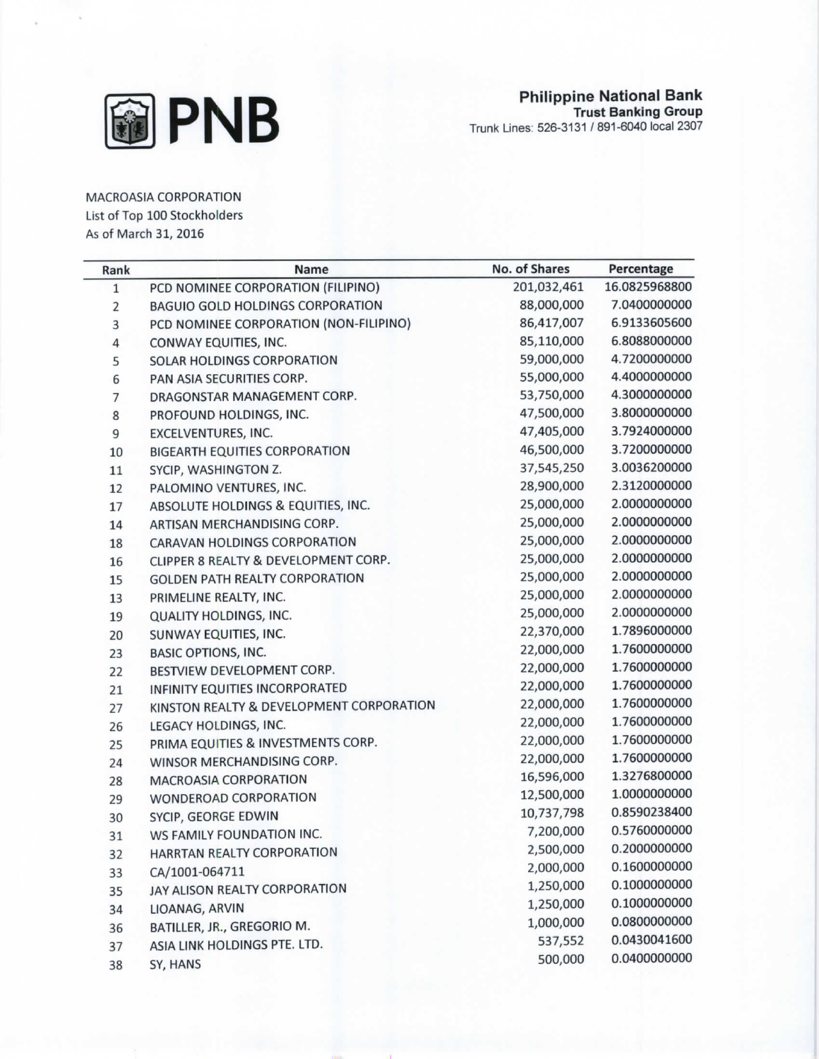**Philippine National Bank**
**Trust Banking Group**
Trunk Lines: 526-3131 / 891-6040 local 2307

MACROASIA CORPORATION
List of Top 100 Stockholders
As of March 31, 2016

| Rank | Name | No. of Shares | Percentage |
|---|---|---|---|
| 1 | PCD NOMINEE CORPORATION (FILIPINO) | 201,032,461 | 16.0825968800 |
| 2 | BAGUIO GOLD HOLDINGS CORPORATION | 88,000,000 | 7.0400000000 |
| 3 | PCD NOMINEE CORPORATION (NON-FILIPINO) | 86,417,007 | 6.9133605600 |
| 4 | CONWAY EQUITIES, INC. | 85,110,000 | 6.8088000000 |
| 5 | SOLAR HOLDINGS CORPORATION | 59,000,000 | 4.7200000000 |
| 6 | PAN ASIA SECURITIES CORP. | 55,000,000 | 4.4000000000 |
| 7 | DRAGONSTAR MANAGEMENT CORP. | 53,750,000 | 4.3000000000 |
| 8 | PROFOUND HOLDINGS, INC. | 47,500,000 | 3.8000000000 |
| 9 | EXCELVENTURES, INC. | 47,405,000 | 3.7924000000 |
| 10 | BIGEARTH EQUITIES CORPORATION | 46,500,000 | 3.7200000000 |
| 11 | SYCIP, WASHINGTON Z. | 37,545,250 | 3.0036200000 |
| 12 | PALOMINO VENTURES, INC. | 28,900,000 | 2.3120000000 |
| 17 | ABSOLUTE HOLDINGS & EQUITIES, INC. | 25,000,000 | 2.0000000000 |
| 14 | ARTISAN MERCHANDISING CORP. | 25,000,000 | 2.0000000000 |
| 18 | CARAVAN HOLDINGS CORPORATION | 25,000,000 | 2.0000000000 |
| 16 | CLIPPER 8 REALTY & DEVELOPMENT CORP. | 25,000,000 | 2.0000000000 |
| 15 | GOLDEN PATH REALTY CORPORATION | 25,000,000 | 2.0000000000 |
| 13 | PRIMELINE REALTY, INC. | 25,000,000 | 2.0000000000 |
| 19 | QUALITY HOLDINGS, INC. | 25,000,000 | 2.0000000000 |
| 20 | SUNWAY EQUITIES, INC. | 22,370,000 | 1.7896000000 |
| 23 | BASIC OPTIONS, INC. | 22,000,000 | 1.7600000000 |
| 22 | BESTVIEW DEVELOPMENT CORP. | 22,000,000 | 1.7600000000 |
| 21 | INFINITY EQUITIES INCORPORATED | 22,000,000 | 1.7600000000 |
| 27 | KINSTON REALTY & DEVELOPMENT CORPORATION | 22,000,000 | 1.7600000000 |
| 26 | LEGACY HOLDINGS, INC. | 22,000,000 | 1.7600000000 |
| 25 | PRIMA EQUITIES & INVESTMENTS CORP. | 22,000,000 | 1.7600000000 |
| 24 | WINSOR MERCHANDISING CORP. | 22,000,000 | 1.7600000000 |
| 28 | MACROASIA CORPORATION | 16,596,000 | 1.3276800000 |
| 29 | WONDEROAD CORPORATION | 12,500,000 | 1.0000000000 |
| 30 | SYCIP, GEORGE EDWIN | 10,737,798 | 0.8590238400 |
| 31 | WS FAMILY FOUNDATION INC. | 7,200,000 | 0.5760000000 |
| 32 | HARRTAN REALTY CORPORATION | 2,500,000 | 0.2000000000 |
| 33 | CA/1001-064711 | 2,000,000 | 0.1600000000 |
| 35 | JAY ALISON REALTY CORPORATION | 1,250,000 | 0.1000000000 |
| 34 | LIOANAG, ARVIN | 1,250,000 | 0.1000000000 |
| 36 | BATILLER, JR., GREGORIO M. | 1,000,000 | 0.0800000000 |
| 37 | ASIA LINK HOLDINGS PTE. LTD. | 537,552 | 0.0430041600 |
| 38 | SY, HANS | 500,000 | 0.0400000000 |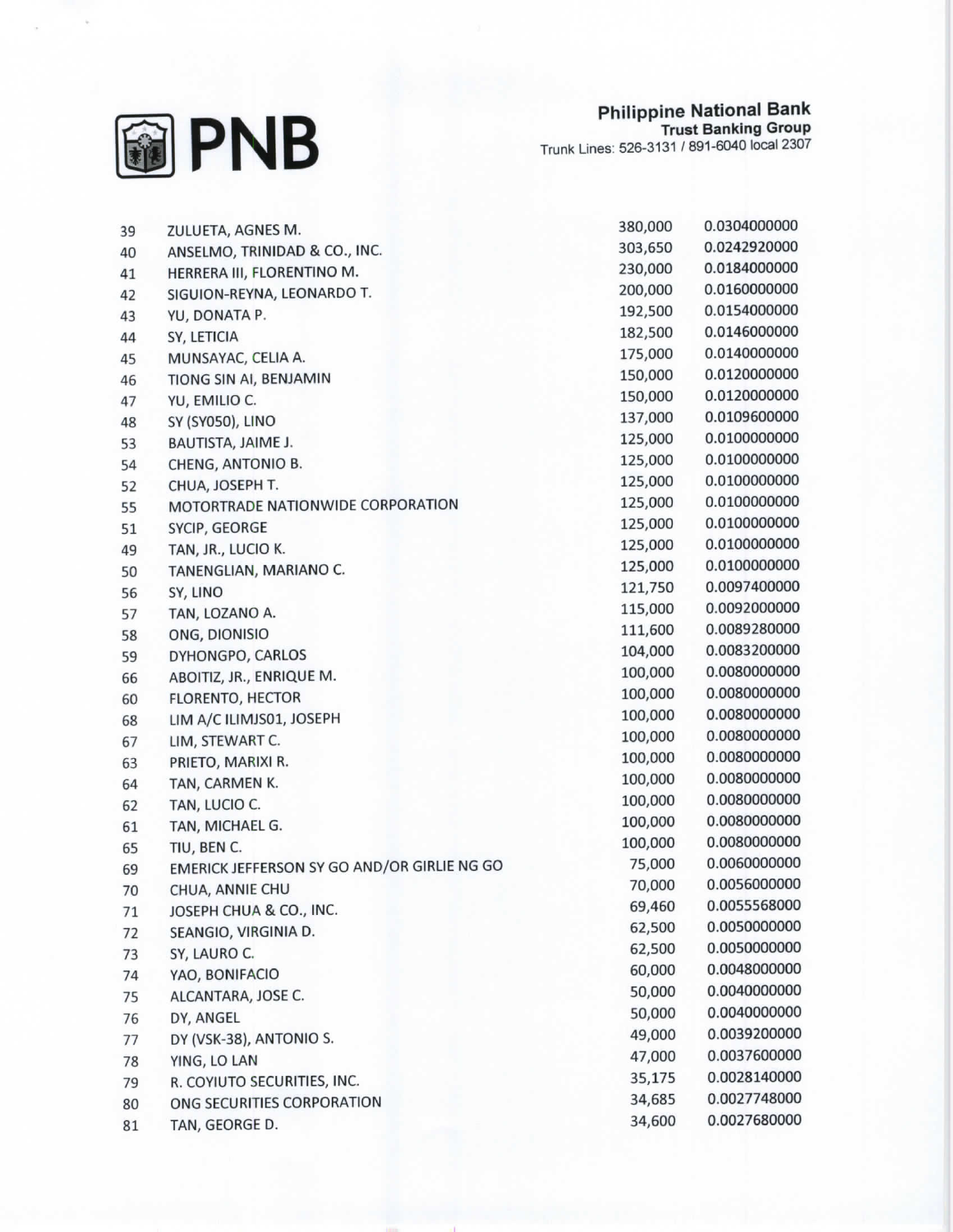**Philippine National Bank**
**Trust Banking Group**
Trunk Lines: 526-3131 / 891-6040 local 2307

| | | | |
|---|---|---|---|
| 39 | ZULUETA, AGNES M. | 380,000 | 0.0304000000 |
| 40 | ANSELMO, TRINIDAD & CO., INC. | 303,650 | 0.0242920000 |
| 41 | HERRERA III, FLORENTINO M. | 230,000 | 0.0184000000 |
| 42 | SIGUION-REYNA, LEONARDO T. | 200,000 | 0.0160000000 |
| 43 | YU, DONATA P. | 192,500 | 0.0154000000 |
| 44 | SY, LETICIA | 182,500 | 0.0146000000 |
| 45 | MUNSAYAC, CELIA A. | 175,000 | 0.0140000000 |
| 46 | TIONG SIN AI, BENJAMIN | 150,000 | 0.0120000000 |
| 47 | YU, EMILIO C. | 150,000 | 0.0120000000 |
| 48 | SY (SY050), LINO | 137,000 | 0.0109600000 |
| 53 | BAUTISTA, JAIME J. | 125,000 | 0.0100000000 |
| 54 | CHENG, ANTONIO B. | 125,000 | 0.0100000000 |
| 52 | CHUA, JOSEPH T. | 125,000 | 0.0100000000 |
| 55 | MOTORTRADE NATIONWIDE CORPORATION | 125,000 | 0.0100000000 |
| 51 | SYCIP, GEORGE | 125,000 | 0.0100000000 |
| 49 | TAN, JR., LUCIO K. | 125,000 | 0.0100000000 |
| 50 | TANENGLIAN, MARIANO C. | 125,000 | 0.0100000000 |
| 56 | SY, LINO | 121,750 | 0.0097400000 |
| 57 | TAN, LOZANO A. | 115,000 | 0.0092000000 |
| 58 | ONG, DIONISIO | 111,600 | 0.0089280000 |
| 59 | DYHONGPO, CARLOS | 104,000 | 0.0083200000 |
| 66 | ABOITIZ, JR., ENRIQUE M. | 100,000 | 0.0080000000 |
| 60 | FLORENTO, HECTOR | 100,000 | 0.0080000000 |
| 68 | LIM A/C ILIMJS01, JOSEPH | 100,000 | 0.0080000000 |
| 67 | LIM, STEWART C. | 100,000 | 0.0080000000 |
| 63 | PRIETO, MARIXI R. | 100,000 | 0.0080000000 |
| 64 | TAN, CARMEN K. | 100,000 | 0.0080000000 |
| 62 | TAN, LUCIO C. | 100,000 | 0.0080000000 |
| 61 | TAN, MICHAEL G. | 100,000 | 0.0080000000 |
| 65 | TIU, BEN C. | 100,000 | 0.0080000000 |
| 69 | EMERICK JEFFERSON SY GO AND/OR GIRLIE NG GO | 75,000 | 0.0060000000 |
| 70 | CHUA, ANNIE CHU | 70,000 | 0.0056000000 |
| 71 | JOSEPH CHUA & CO., INC. | 69,460 | 0.0055568000 |
| 72 | SEANGIO, VIRGINIA D. | 62,500 | 0.0050000000 |
| 73 | SY, LAURO C. | 62,500 | 0.0050000000 |
| 74 | YAO, BONIFACIO | 60,000 | 0.0048000000 |
| 75 | ALCANTARA, JOSE C. | 50,000 | 0.0040000000 |
| 76 | DY, ANGEL | 50,000 | 0.0040000000 |
| 77 | DY (VSK-38), ANTONIO S. | 49,000 | 0.0039200000 |
| 78 | YING, LO LAN | 47,000 | 0.0037600000 |
| 79 | R. COYIUTO SECURITIES, INC. | 35,175 | 0.0028140000 |
| 80 | ONG SECURITIES CORPORATION | 34,685 | 0.0027748000 |
| 81 | TAN, GEORGE D. | 34,600 | 0.0027680000 |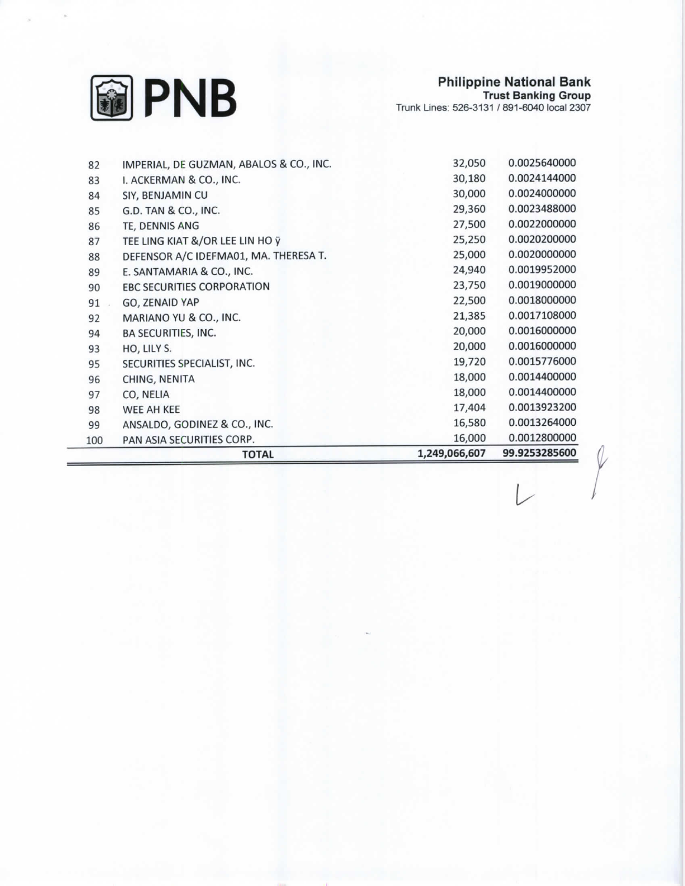**Philippine National Bank**
**Trust Banking Group**
Trunk Lines: 526-3131 / 891-6040 local 2307

| | | | |
|---|---|---|---|
| 82 | IMPERIAL, DE GUZMAN, ABALOS & CO., INC. | 32,050 | 0.0025640000 |
| 83 | I. ACKERMAN & CO., INC. | 30,180 | 0.0024144000 |
| 84 | SIY, BENJAMIN CU | 30,000 | 0.0024000000 |
| 85 | G.D. TAN & CO., INC. | 29,360 | 0.0023488000 |
| 86 | TE, DENNIS ANG | 27,500 | 0.0022000000 |
| 87 | TEE LING KIAT &/OR LEE LIN HO ÿ | 25,250 | 0.0020200000 |
| 88 | DEFENSOR A/C IDEFMA01, MA. THERESA T. | 25,000 | 0.0020000000 |
| 89 | E. SANTAMARIA & CO., INC. | 24,940 | 0.0019952000 |
| 90 | EBC SECURITIES CORPORATION | 23,750 | 0.0019000000 |
| 91 | GO, ZENAID YAP | 22,500 | 0.0018000000 |
| 92 | MARIANO YU & CO., INC. | 21,385 | 0.0017108000 |
| 94 | BA SECURITIES, INC. | 20,000 | 0.0016000000 |
| 93 | HO, LILY S. | 20,000 | 0.0016000000 |
| 95 | SECURITIES SPECIALIST, INC. | 19,720 | 0.0015776000 |
| 96 | CHING, NENITA | 18,000 | 0.0014400000 |
| 97 | CO, NELIA | 18,000 | 0.0014400000 |
| 98 | WEE AH KEE | 17,404 | 0.0013923200 |
| 99 | ANSALDO, GODINEZ & CO., INC. | 16,580 | 0.0013264000 |
| 100 | PAN ASIA SECURITIES CORP. | 16,000 | 0.0012800000 |
| | **TOTAL** | **1,249,066,607** | **99.9253285600** |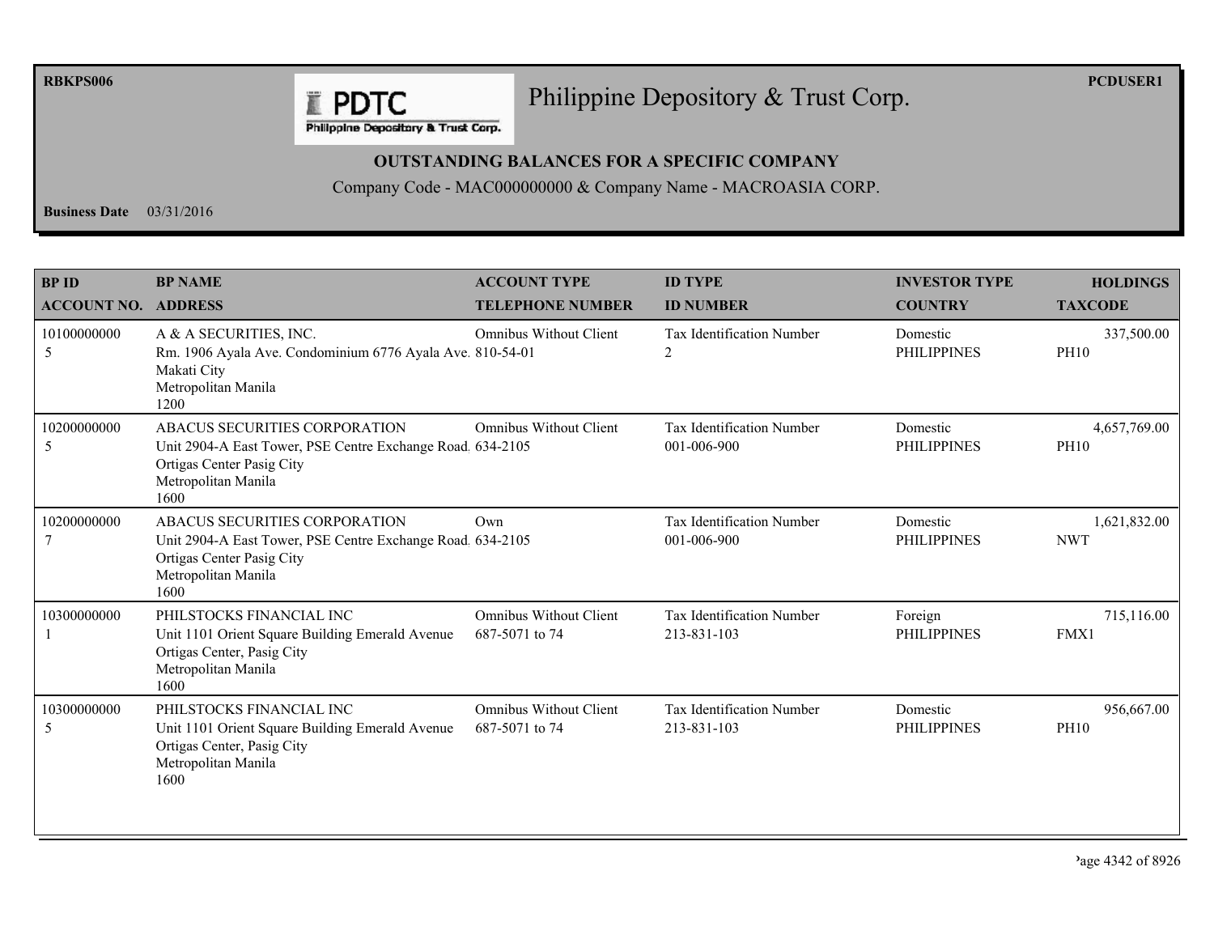RBKPS006

PCDUSER1

# Philippine Depository & Trust Corp.

**OUTSTANDING BALANCES FOR A SPECIFIC COMPANY**

Company Code - MAC000000000 & Company Name - MACROASIA CORP.

**Business Date** 03/31/2016

| BP ID<br>ACCOUNT NO. | BP NAME<br>ADDRESS | ACCOUNT TYPE<br>TELEPHONE NUMBER | ID TYPE<br>ID NUMBER | INVESTOR TYPE<br>COUNTRY | HOLDINGS<br>TAXCODE |
|---|---|---|---|---|---|
| 10100000000<br>5 | A & A SECURITIES, INC.<br>Rm. 1906 Ayala Ave. Condominium 6776 Ayala Ave.<br>Makati City<br>Metropolitan Manila<br>1200 | Omnibus Without Client<br>810-54-01 | Tax Identification Number<br>2 | Domestic<br>PHILIPPINES | 337,500.00<br>PH10 |
| 10200000000<br>5 | ABACUS SECURITIES CORPORATION<br>Unit 2904-A East Tower, PSE Centre Exchange Road.<br>Ortigas Center Pasig City<br>Metropolitan Manila<br>1600 | Omnibus Without Client<br>634-2105 | Tax Identification Number<br>001-006-900 | Domestic<br>PHILIPPINES | 4,657,769.00<br>PH10 |
| 10200000000<br>7 | ABACUS SECURITIES CORPORATION<br>Unit 2904-A East Tower, PSE Centre Exchange Road.<br>Ortigas Center Pasig City<br>Metropolitan Manila<br>1600 | Own<br>634-2105 | Tax Identification Number<br>001-006-900 | Domestic<br>PHILIPPINES | 1,621,832.00<br>NWT |
| 10300000000<br>1 | PHILSTOCKS FINANCIAL INC<br>Unit 1101 Orient Square Building Emerald Avenue<br>Ortigas Center, Pasig City<br>Metropolitan Manila<br>1600 | Omnibus Without Client<br>687-5071 to 74 | Tax Identification Number<br>213-831-103 | Foreign<br>PHILIPPINES | 715,116.00<br>FMX1 |
| 10300000000<br>5 | PHILSTOCKS FINANCIAL INC<br>Unit 1101 Orient Square Building Emerald Avenue<br>Ortigas Center, Pasig City<br>Metropolitan Manila<br>1600 | Omnibus Without Client<br>687-5071 to 74 | Tax Identification Number<br>213-831-103 | Domestic<br>PHILIPPINES | 956,667.00<br>PH10 |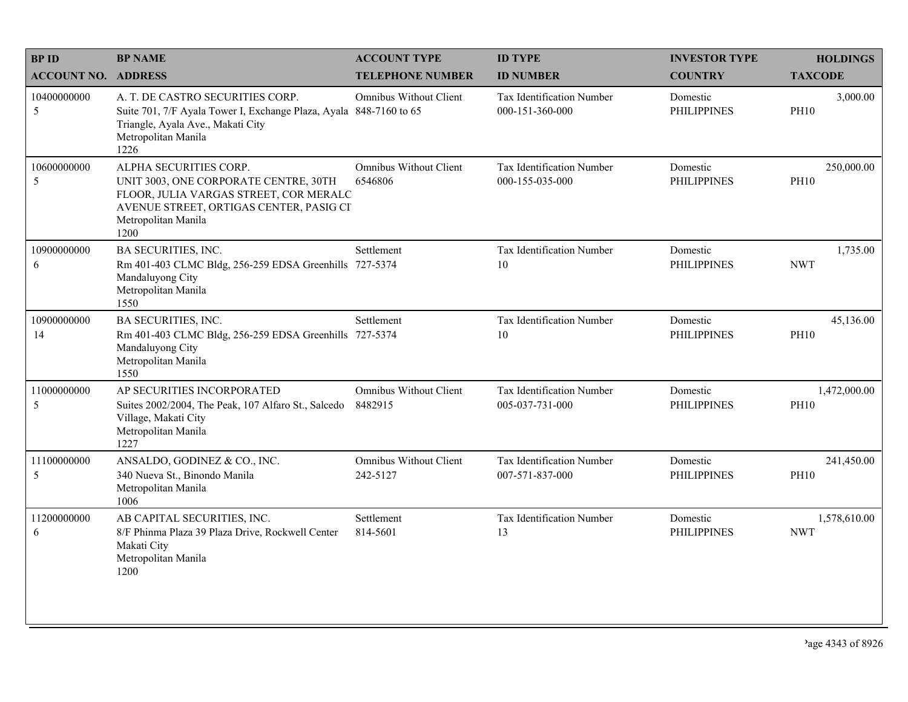| BP ID<br>ACCOUNT NO. | BP NAME<br>ADDRESS | ACCOUNT TYPE<br>TELEPHONE NUMBER | ID TYPE<br>ID NUMBER | INVESTOR TYPE<br>COUNTRY | HOLDINGS<br>TAXCODE |
|---|---|---|---|---|---|
| 10400000000<br>5 | A. T. DE CASTRO SECURITIES CORP.<br>Suite 701, 7/F Ayala Tower I, Exchange Plaza, Ayala Triangle, Ayala Ave., Makati City<br>Metropolitan Manila<br>1226 | Omnibus Without Client<br>848-7160 to 65 | Tax Identification Number<br>000-151-360-000 | Domestic<br>PHILIPPINES | 3,000.00<br>PH10 |
| 10600000000<br>5 | ALPHA SECURITIES CORP.<br>UNIT 3003, ONE CORPORATE CENTRE, 30TH FLOOR, JULIA VARGAS STREET, COR MERALC AVENUE STREET, ORTIGAS CENTER, PASIG CI<br>Metropolitan Manila<br>1200 | Omnibus Without Client<br>6546806 | Tax Identification Number<br>000-155-035-000 | Domestic<br>PHILIPPINES | 250,000.00<br>PH10 |
| 10900000000<br>6 | BA SECURITIES, INC.<br>Rm 401-403 CLMC Bldg, 256-259 EDSA Greenhills Mandaluyong City<br>Metropolitan Manila<br>1550 | Settlement<br>727-5374 | Tax Identification Number<br>10 | Domestic<br>PHILIPPINES | 1,735.00<br>NWT |
| 10900000000<br>14 | BA SECURITIES, INC.<br>Rm 401-403 CLMC Bldg, 256-259 EDSA Greenhills Mandaluyong City<br>Metropolitan Manila<br>1550 | Settlement<br>727-5374 | Tax Identification Number<br>10 | Domestic<br>PHILIPPINES | 45,136.00<br>PH10 |
| 11000000000<br>5 | AP SECURITIES INCORPORATED<br>Suites 2002/2004, The Peak, 107 Alfaro St., Salcedo Village, Makati City<br>Metropolitan Manila<br>1227 | Omnibus Without Client<br>8482915 | Tax Identification Number<br>005-037-731-000 | Domestic<br>PHILIPPINES | 1,472,000.00<br>PH10 |
| 11100000000<br>5 | ANSALDO, GODINEZ & CO., INC.<br>340 Nueva St., Binondo Manila<br>Metropolitan Manila<br>1006 | Omnibus Without Client<br>242-5127 | Tax Identification Number<br>007-571-837-000 | Domestic<br>PHILIPPINES | 241,450.00<br>PH10 |
| 11200000000<br>6 | AB CAPITAL SECURITIES, INC.<br>8/F Phinma Plaza 39 Plaza Drive, Rockwell Center Makati City<br>Metropolitan Manila<br>1200 | Settlement<br>814-5601 | Tax Identification Number<br>13 | Domestic<br>PHILIPPINES | 1,578,610.00<br>NWT |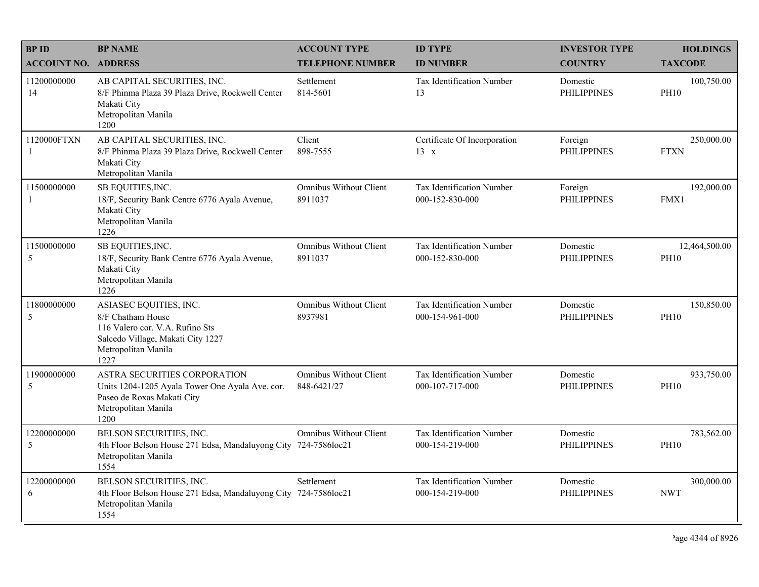| BP ID<br>ACCOUNT NO. | BP NAME<br>ADDRESS | ACCOUNT TYPE<br>TELEPHONE NUMBER | ID TYPE<br>ID NUMBER | INVESTOR TYPE<br>COUNTRY | HOLDINGS<br>TAXCODE |
|---|---|---|---|---|---|
| 11200000000<br>14 | AB CAPITAL SECURITIES, INC.<br>8/F Phinma Plaza 39 Plaza Drive, Rockwell Center<br>Makati City<br>Metropolitan Manila<br>1200 | Settlement<br>814-5601 | Tax Identification Number<br>13 | Domestic<br>PHILIPPINES | 100,750.00<br>PH10 |
| 1120000FTXN<br>1 | AB CAPITAL SECURITIES, INC.<br>8/F Phinma Plaza 39 Plaza Drive, Rockwell Center<br>Makati City<br>Metropolitan Manila | Client<br>898-7555 | Certificate Of Incorporation<br>13 x | Foreign<br>PHILIPPINES | 250,000.00<br>FTXN |
| 11500000000<br>1 | SB EQUITIES,INC.<br>18/F, Security Bank Centre 6776 Ayala Avenue,<br>Makati City<br>Metropolitan Manila<br>1226 | Omnibus Without Client<br>8911037 | Tax Identification Number<br>000-152-830-000 | Foreign<br>PHILIPPINES | 192,000.00<br>FMX1 |
| 11500000000<br>5 | SB EQUITIES,INC.<br>18/F, Security Bank Centre 6776 Ayala Avenue,<br>Makati City<br>Metropolitan Manila<br>1226 | Omnibus Without Client<br>8911037 | Tax Identification Number<br>000-152-830-000 | Domestic<br>PHILIPPINES | 12,464,500.00<br>PH10 |
| 11800000000<br>5 | ASIASEC EQUITIES, INC.<br>8/F Chatham House<br>116 Valero cor. V.A. Rufino Sts<br>Salcedo Village, Makati City 1227<br>Metropolitan Manila<br>1227 | Omnibus Without Client<br>8937981 | Tax Identification Number<br>000-154-961-000 | Domestic<br>PHILIPPINES | 150,850.00<br>PH10 |
| 11900000000<br>5 | ASTRA SECURITIES CORPORATION<br>Units 1204-1205 Ayala Tower One Ayala Ave. cor.<br>Paseo de Roxas Makati City<br>Metropolitan Manila<br>1200 | Omnibus Without Client<br>848-6421/27 | Tax Identification Number<br>000-107-717-000 | Domestic<br>PHILIPPINES | 933,750.00<br>PH10 |
| 12200000000<br>5 | BELSON SECURITIES, INC.<br>4th Floor Belson House 271 Edsa, Mandaluyong City<br>Metropolitan Manila<br>1554 | Omnibus Without Client<br>724-7586loc21 | Tax Identification Number<br>000-154-219-000 | Domestic<br>PHILIPPINES | 783,562.00<br>PH10 |
| 12200000000<br>6 | BELSON SECURITIES, INC.<br>4th Floor Belson House 271 Edsa, Mandaluyong City<br>Metropolitan Manila<br>1554 | Settlement<br>724-7586loc21 | Tax Identification Number<br>000-154-219-000 | Domestic<br>PHILIPPINES | 300,000.00<br>NWT |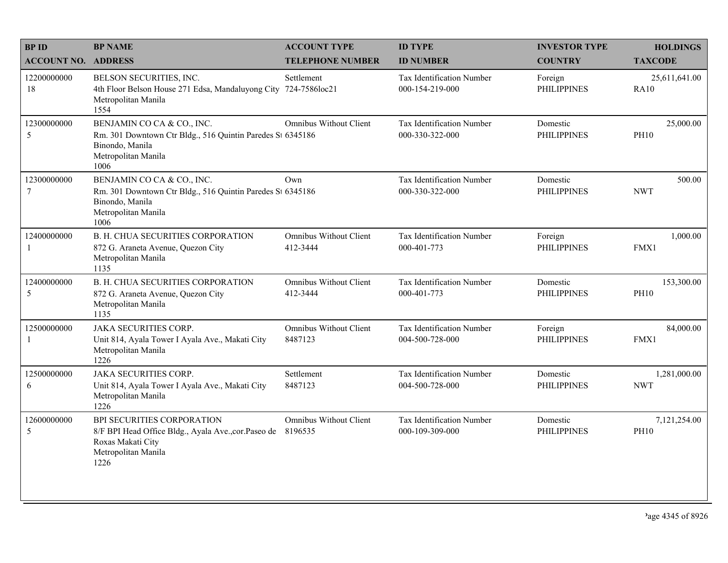| BP ID<br>ACCOUNT NO. | BP NAME<br>ADDRESS | ACCOUNT TYPE<br>TELEPHONE NUMBER | ID TYPE<br>ID NUMBER | INVESTOR TYPE<br>COUNTRY | HOLDINGS<br>TAXCODE |
|---|---|---|---|---|---|
| 12200000000<br>18 | BELSON SECURITIES, INC.<br>4th Floor Belson House 271 Edsa, Mandaluyong City<br>Metropolitan Manila<br>1554 | Settlement<br>724-7586loc21 | Tax Identification Number<br>000-154-219-000 | Foreign<br>PHILIPPINES | 25,611,641.00<br>RA10 |
| 12300000000<br>5 | BENJAMIN CO CA & CO., INC.<br>Rm. 301 Downtown Ctr Bldg., 516 Quintin Paredes St<br>Binondo, Manila<br>Metropolitan Manila<br>1006 | Omnibus Without Client<br>6345186 | Tax Identification Number<br>000-330-322-000 | Domestic<br>PHILIPPINES | 25,000.00<br>PH10 |
| 12300000000<br>7 | BENJAMIN CO CA & CO., INC.<br>Rm. 301 Downtown Ctr Bldg., 516 Quintin Paredes St<br>Binondo, Manila<br>Metropolitan Manila<br>1006 | Own<br>6345186 | Tax Identification Number<br>000-330-322-000 | Domestic<br>PHILIPPINES | 500.00<br>NWT |
| 12400000000<br>1 | B. H. CHUA SECURITIES CORPORATION<br>872 G. Araneta Avenue, Quezon City<br>Metropolitan Manila<br>1135 | Omnibus Without Client<br>412-3444 | Tax Identification Number<br>000-401-773 | Foreign<br>PHILIPPINES | 1,000.00<br>FMX1 |
| 12400000000<br>5 | B. H. CHUA SECURITIES CORPORATION<br>872 G. Araneta Avenue, Quezon City<br>Metropolitan Manila<br>1135 | Omnibus Without Client<br>412-3444 | Tax Identification Number<br>000-401-773 | Domestic<br>PHILIPPINES | 153,300.00<br>PH10 |
| 12500000000<br>1 | JAKA SECURITIES CORP.<br>Unit 814, Ayala Tower I Ayala Ave., Makati City<br>Metropolitan Manila<br>1226 | Omnibus Without Client<br>8487123 | Tax Identification Number<br>004-500-728-000 | Foreign<br>PHILIPPINES | 84,000.00<br>FMX1 |
| 12500000000<br>6 | JAKA SECURITIES CORP.<br>Unit 814, Ayala Tower I Ayala Ave., Makati City<br>Metropolitan Manila<br>1226 | Settlement<br>8487123 | Tax Identification Number<br>004-500-728-000 | Domestic<br>PHILIPPINES | 1,281,000.00<br>NWT |
| 12600000000<br>5 | BPI SECURITIES CORPORATION<br>8/F BPI Head Office Bldg., Ayala Ave.,cor.Paseo de<br>Roxas Makati City<br>Metropolitan Manila<br>1226 | Omnibus Without Client<br>8196535 | Tax Identification Number<br>000-109-309-000 | Domestic<br>PHILIPPINES | 7,121,254.00<br>PH10 |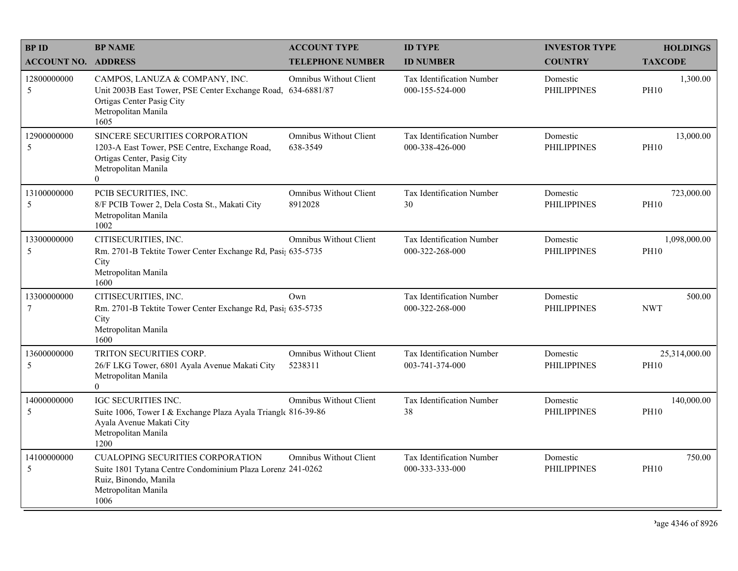| BP ID<br>ACCOUNT NO. | BP NAME<br>ADDRESS | ACCOUNT TYPE<br>TELEPHONE NUMBER | ID TYPE<br>ID NUMBER | INVESTOR TYPE<br>COUNTRY | HOLDINGS<br>TAXCODE |
|---|---|---|---|---|---|
| 12800000000<br>5 | CAMPOS, LANUZA & COMPANY, INC.<br>Unit 2003B East Tower, PSE Center Exchange Road, Ortigas Center Pasig City<br>Metropolitan Manila<br>1605 | Omnibus Without Client<br>634-6881/87 | Tax Identification Number<br>000-155-524-000 | Domestic<br>PHILIPPINES | 1,300.00<br>PH10 |
| 12900000000<br>5 | SINCERE SECURITIES CORPORATION<br>1203-A East Tower, PSE Centre, Exchange Road, Ortigas Center, Pasig City<br>Metropolitan Manila<br>0 | Omnibus Without Client<br>638-3549 | Tax Identification Number<br>000-338-426-000 | Domestic<br>PHILIPPINES | 13,000.00<br>PH10 |
| 13100000000<br>5 | PCIB SECURITIES, INC.<br>8/F PCIB Tower 2, Dela Costa St., Makati City<br>Metropolitan Manila<br>1002 | Omnibus Without Client<br>8912028 | Tax Identification Number<br>30 | Domestic<br>PHILIPPINES | 723,000.00<br>PH10 |
| 13300000000<br>5 | CITISECURITIES, INC.<br>Rm. 2701-B Tektite Tower Center Exchange Rd, Pasig City<br>Metropolitan Manila<br>1600 | Omnibus Without Client<br>635-5735 | Tax Identification Number<br>000-322-268-000 | Domestic<br>PHILIPPINES | 1,098,000.00<br>PH10 |
| 13300000000<br>7 | CITISECURITIES, INC.<br>Rm. 2701-B Tektite Tower Center Exchange Rd, Pasig City<br>Metropolitan Manila<br>1600 | Own<br>635-5735 | Tax Identification Number<br>000-322-268-000 | Domestic<br>PHILIPPINES | 500.00<br>NWT |
| 13600000000<br>5 | TRITON SECURITIES CORP.<br>26/F LKG Tower, 6801 Ayala Avenue Makati City<br>Metropolitan Manila<br>0 | Omnibus Without Client<br>5238311 | Tax Identification Number<br>003-741-374-000 | Domestic<br>PHILIPPINES | 25,314,000.00<br>PH10 |
| 14000000000<br>5 | IGC SECURITIES INC.<br>Suite 1006, Tower I & Exchange Plaza Ayala Triangle Ayala Avenue Makati City<br>Metropolitan Manila<br>1200 | Omnibus Without Client<br>816-39-86 | Tax Identification Number<br>38 | Domestic<br>PHILIPPINES | 140,000.00<br>PH10 |
| 14100000000<br>5 | CUALOPING SECURITIES CORPORATION<br>Suite 1801 Tytana Centre Condominium Plaza Lorenzo Ruiz, Binondo, Manila<br>Metropolitan Manila<br>1006 | Omnibus Without Client<br>241-0262 | Tax Identification Number<br>000-333-333-000 | Domestic<br>PHILIPPINES | 750.00<br>PH10 |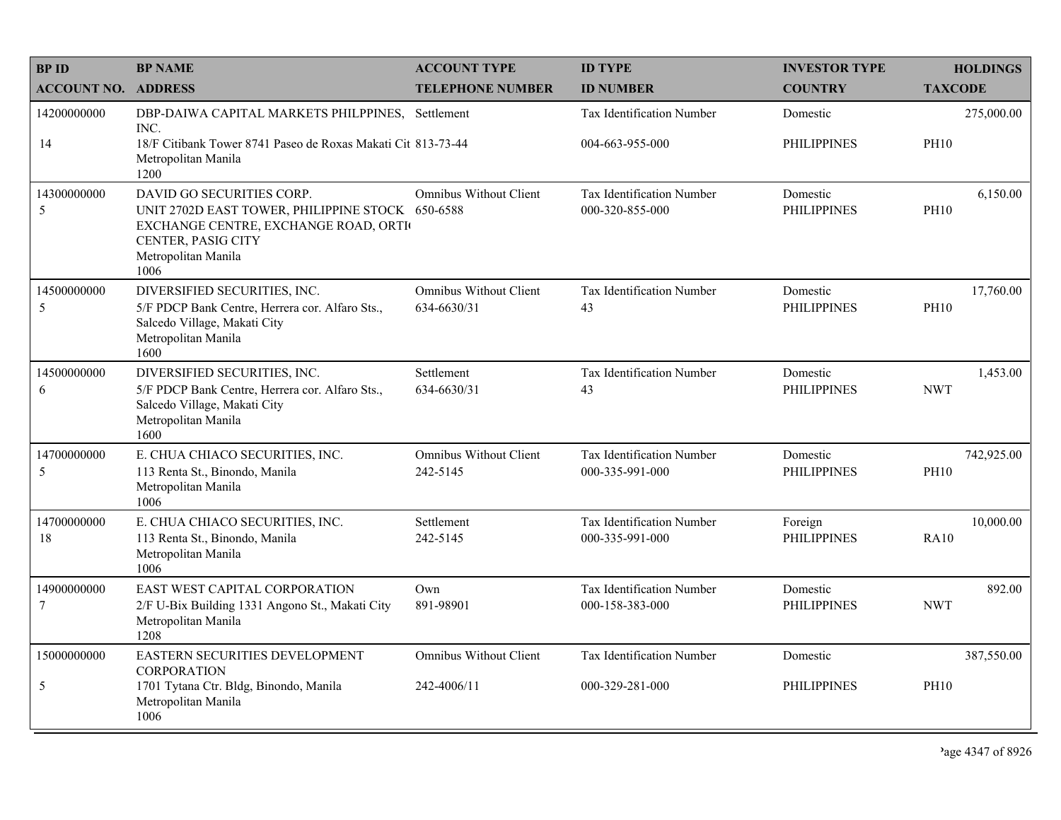| BP ID<br>ACCOUNT NO. | BP NAME<br>ADDRESS | ACCOUNT TYPE<br>TELEPHONE NUMBER | ID TYPE<br>ID NUMBER | INVESTOR TYPE<br>COUNTRY | HOLDINGS<br>TAXCODE |
|---|---|---|---|---|---|
| 14200000000<br>14 | DBP-DAIWA CAPITAL MARKETS PHILPPINES, INC.<br>18/F Citibank Tower 8741 Paseo de Roxas Makati Cit<br>Metropolitan Manila<br>1200 | Settlement<br>813-73-44 | Tax Identification Number<br>004-663-955-000 | Domestic<br>PHILIPPINES | 275,000.00<br>PH10 |
| 14300000000<br>5 | DAVID GO SECURITIES CORP.<br>UNIT 2702D EAST TOWER, PHILIPPINE STOCK EXCHANGE CENTRE, EXCHANGE ROAD, ORTI( CENTER, PASIG CITY<br>Metropolitan Manila<br>1006 | Omnibus Without Client<br>650-6588 | Tax Identification Number<br>000-320-855-000 | Domestic<br>PHILIPPINES | 6,150.00<br>PH10 |
| 14500000000<br>5 | DIVERSIFIED SECURITIES, INC.<br>5/F PDCP Bank Centre, Herrera cor. Alfaro Sts., Salcedo Village, Makati City<br>Metropolitan Manila<br>1600 | Omnibus Without Client<br>634-6630/31 | Tax Identification Number<br>43 | Domestic<br>PHILIPPINES | 17,760.00<br>PH10 |
| 14500000000<br>6 | DIVERSIFIED SECURITIES, INC.<br>5/F PDCP Bank Centre, Herrera cor. Alfaro Sts., Salcedo Village, Makati City<br>Metropolitan Manila<br>1600 | Settlement<br>634-6630/31 | Tax Identification Number<br>43 | Domestic<br>PHILIPPINES | 1,453.00<br>NWT |
| 14700000000<br>5 | E. CHUA CHIACO SECURITIES, INC.<br>113 Renta St., Binondo, Manila<br>Metropolitan Manila<br>1006 | Omnibus Without Client<br>242-5145 | Tax Identification Number<br>000-335-991-000 | Domestic<br>PHILIPPINES | 742,925.00<br>PH10 |
| 14700000000<br>18 | E. CHUA CHIACO SECURITIES, INC.<br>113 Renta St., Binondo, Manila<br>Metropolitan Manila<br>1006 | Settlement<br>242-5145 | Tax Identification Number<br>000-335-991-000 | Foreign<br>PHILIPPINES | 10,000.00<br>RA10 |
| 14900000000<br>7 | EAST WEST CAPITAL CORPORATION<br>2/F U-Bix Building 1331 Angono St., Makati City<br>Metropolitan Manila<br>1208 | Own<br>891-98901 | Tax Identification Number<br>000-158-383-000 | Domestic<br>PHILIPPINES | 892.00<br>NWT |
| 15000000000<br>5 | EASTERN SECURITIES DEVELOPMENT CORPORATION<br>1701 Tytana Ctr. Bldg, Binondo, Manila<br>Metropolitan Manila<br>1006 | Omnibus Without Client<br>242-4006/11 | Tax Identification Number<br>000-329-281-000 | Domestic<br>PHILIPPINES | 387,550.00<br>PH10 |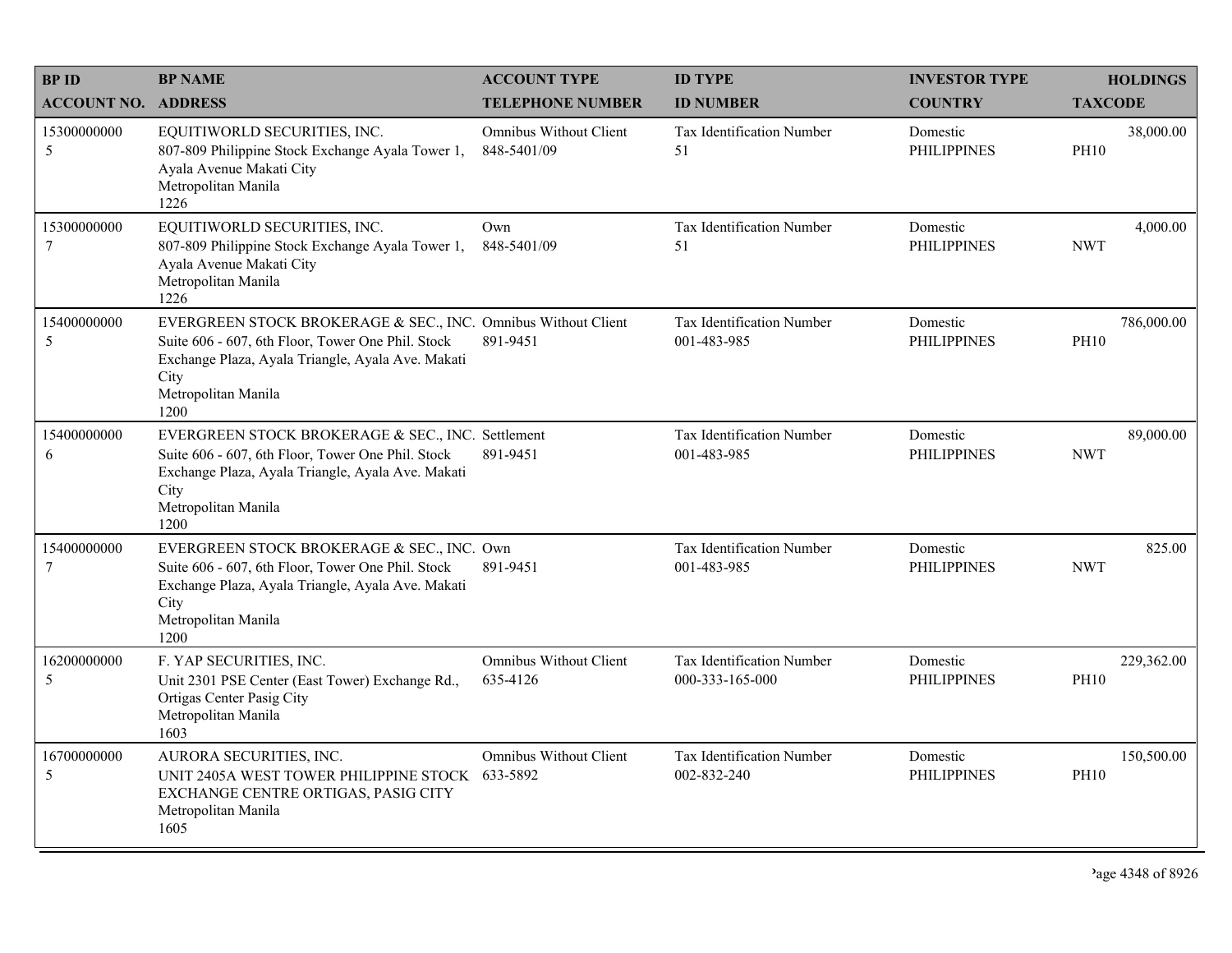| BP ID<br>ACCOUNT NO. | BP NAME<br>ADDRESS | ACCOUNT TYPE<br>TELEPHONE NUMBER | ID TYPE<br>ID NUMBER | INVESTOR TYPE<br>COUNTRY | HOLDINGS<br>TAXCODE |
|---|---|---|---|---|---|
| 15300000000<br>5 | EQUITIWORLD SECURITIES, INC.<br>807-809 Philippine Stock Exchange Ayala Tower 1, Ayala Avenue Makati City<br>Metropolitan Manila<br>1226 | Omnibus Without Client<br>848-5401/09 | Tax Identification Number<br>51 | Domestic<br>PHILIPPINES | 38,000.00<br>PH10 |
| 15300000000<br>7 | EQUITIWORLD SECURITIES, INC.<br>807-809 Philippine Stock Exchange Ayala Tower 1, Ayala Avenue Makati City<br>Metropolitan Manila<br>1226 | Own<br>848-5401/09 | Tax Identification Number<br>51 | Domestic<br>PHILIPPINES | 4,000.00<br>NWT |
| 15400000000<br>5 | EVERGREEN STOCK BROKERAGE & SEC., INC.<br>Suite 606 - 607, 6th Floor, Tower One Phil. Stock Exchange Plaza, Ayala Triangle, Ayala Ave. Makati City<br>Metropolitan Manila<br>1200 | Omnibus Without Client<br>891-9451 | Tax Identification Number<br>001-483-985 | Domestic<br>PHILIPPINES | 786,000.00<br>PH10 |
| 15400000000<br>6 | EVERGREEN STOCK BROKERAGE & SEC., INC.<br>Suite 606 - 607, 6th Floor, Tower One Phil. Stock Exchange Plaza, Ayala Triangle, Ayala Ave. Makati City<br>Metropolitan Manila<br>1200 | Settlement<br>891-9451 | Tax Identification Number<br>001-483-985 | Domestic<br>PHILIPPINES | 89,000.00<br>NWT |
| 15400000000<br>7 | EVERGREEN STOCK BROKERAGE & SEC., INC.<br>Suite 606 - 607, 6th Floor, Tower One Phil. Stock Exchange Plaza, Ayala Triangle, Ayala Ave. Makati City<br>Metropolitan Manila<br>1200 | Own<br>891-9451 | Tax Identification Number<br>001-483-985 | Domestic<br>PHILIPPINES | 825.00<br>NWT |
| 16200000000<br>5 | F. YAP SECURITIES, INC.<br>Unit 2301 PSE Center (East Tower) Exchange Rd., Ortigas Center Pasig City<br>Metropolitan Manila<br>1603 | Omnibus Without Client<br>635-4126 | Tax Identification Number<br>000-333-165-000 | Domestic<br>PHILIPPINES | 229,362.00<br>PH10 |
| 16700000000<br>5 | AURORA SECURITIES, INC.<br>UNIT 2405A WEST TOWER PHILIPPINE STOCK EXCHANGE CENTRE ORTIGAS, PASIG CITY<br>Metropolitan Manila<br>1605 | Omnibus Without Client<br>633-5892 | Tax Identification Number<br>002-832-240 | Domestic<br>PHILIPPINES | 150,500.00<br>PH10 |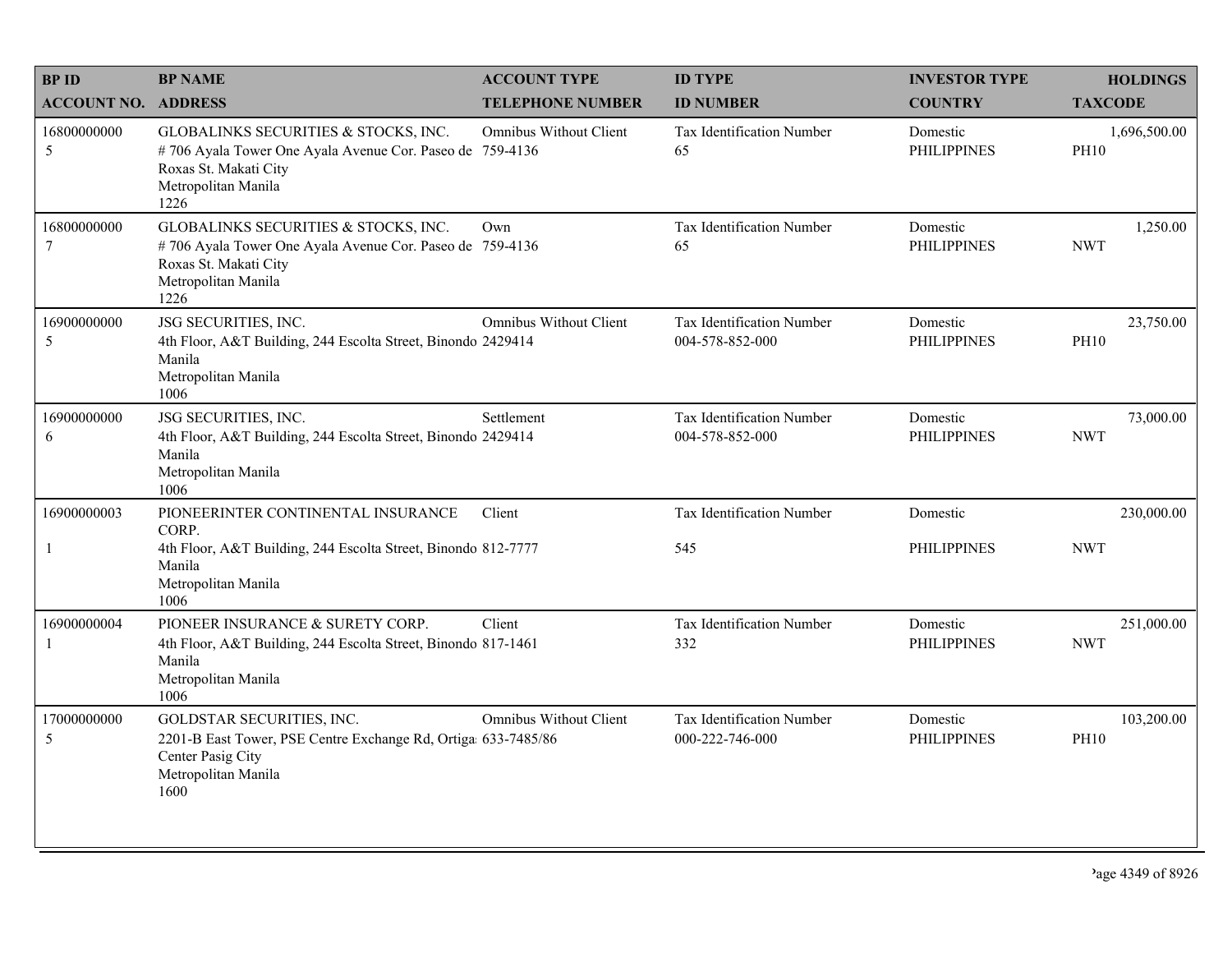| BP ID<br>ACCOUNT NO. | BP NAME<br>ADDRESS | ACCOUNT TYPE<br>TELEPHONE NUMBER | ID TYPE<br>ID NUMBER | INVESTOR TYPE<br>COUNTRY | HOLDINGS<br>TAXCODE |
|---|---|---|---|---|---|
| 16800000000<br>5 | GLOBALINKS SECURITIES & STOCKS, INC.<br># 706 Ayala Tower One Ayala Avenue Cor. Paseo de Roxas St. Makati City<br>Metropolitan Manila<br>1226 | Omnibus Without Client<br>759-4136 | Tax Identification Number<br>65 | Domestic<br>PHILIPPINES | 1,696,500.00<br>PH10 |
| 16800000000<br>7 | GLOBALINKS SECURITIES & STOCKS, INC.<br># 706 Ayala Tower One Ayala Avenue Cor. Paseo de Roxas St. Makati City<br>Metropolitan Manila<br>1226 | Own<br>759-4136 | Tax Identification Number<br>65 | Domestic<br>PHILIPPINES | 1,250.00<br>NWT |
| 16900000000<br>5 | JSG SECURITIES, INC.<br>4th Floor, A&T Building, 244 Escolta Street, Binondo Manila<br>Metropolitan Manila<br>1006 | Omnibus Without Client<br>2429414 | Tax Identification Number<br>004-578-852-000 | Domestic<br>PHILIPPINES | 23,750.00<br>PH10 |
| 16900000000<br>6 | JSG SECURITIES, INC.<br>4th Floor, A&T Building, 244 Escolta Street, Binondo Manila<br>Metropolitan Manila<br>1006 | Settlement<br>2429414 | Tax Identification Number<br>004-578-852-000 | Domestic<br>PHILIPPINES | 73,000.00<br>NWT |
| 16900000003<br>1 | PIONEERINTER CONTINENTAL INSURANCE CORP.<br>4th Floor, A&T Building, 244 Escolta Street, Binondo Manila<br>Metropolitan Manila<br>1006 | Client<br>812-7777 | Tax Identification Number<br>545 | Domestic<br>PHILIPPINES | 230,000.00<br>NWT |
| 16900000004<br>1 | PIONEER INSURANCE & SURETY CORP.<br>4th Floor, A&T Building, 244 Escolta Street, Binondo Manila<br>Metropolitan Manila<br>1006 | Client<br>817-1461 | Tax Identification Number<br>332 | Domestic<br>PHILIPPINES | 251,000.00<br>NWT |
| 17000000000<br>5 | GOLDSTAR SECURITIES, INC.<br>2201-B East Tower, PSE Centre Exchange Rd, Ortigas Center Pasig City<br>Metropolitan Manila<br>1600 | Omnibus Without Client<br>633-7485/86 | Tax Identification Number<br>000-222-746-000 | Domestic<br>PHILIPPINES | 103,200.00<br>PH10 |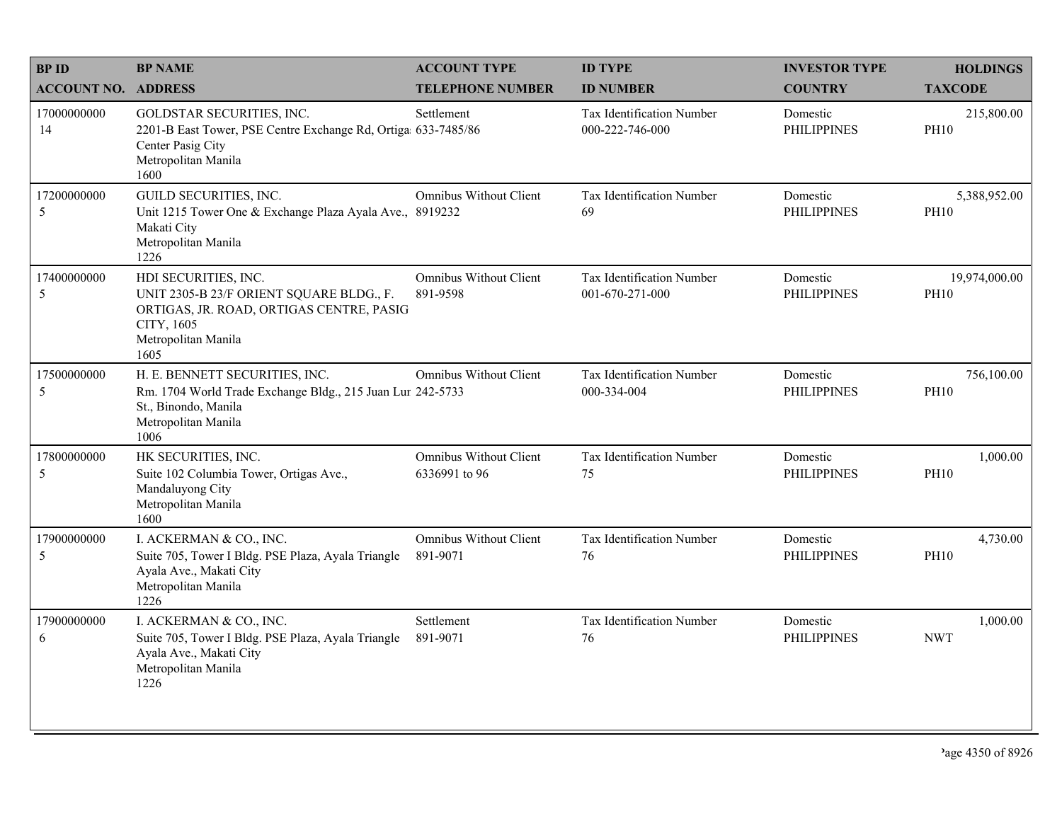| BP ID<br>ACCOUNT NO. | BP NAME<br>ADDRESS | ACCOUNT TYPE<br>TELEPHONE NUMBER | ID TYPE<br>ID NUMBER | INVESTOR TYPE<br>COUNTRY | HOLDINGS<br>TAXCODE |
|---|---|---|---|---|---|
| 17000000000<br>14 | GOLDSTAR SECURITIES, INC.<br>2201-B East Tower, PSE Centre Exchange Rd, Ortiga Center Pasig City<br>Metropolitan Manila<br>1600 | Settlement<br>633-7485/86 | Tax Identification Number<br>000-222-746-000 | Domestic<br>PHILIPPINES | 215,800.00<br>PH10 |
| 17200000000<br>5 | GUILD SECURITIES, INC.<br>Unit 1215 Tower One & Exchange Plaza Ayala Ave., Makati City<br>Metropolitan Manila<br>1226 | Omnibus Without Client<br>8919232 | Tax Identification Number<br>69 | Domestic<br>PHILIPPINES | 5,388,952.00<br>PH10 |
| 17400000000<br>5 | HDI SECURITIES, INC.<br>UNIT 2305-B 23/F ORIENT SQUARE BLDG., F. ORTIGAS, JR. ROAD, ORTIGAS CENTRE, PASIG CITY, 1605<br>Metropolitan Manila<br>1605 | Omnibus Without Client<br>891-9598 | Tax Identification Number<br>001-670-271-000 | Domestic<br>PHILIPPINES | 19,974,000.00<br>PH10 |
| 17500000000<br>5 | H. E. BENNETT SECURITIES, INC.<br>Rm. 1704 World Trade Exchange Bldg., 215 Juan Lur St., Binondo, Manila<br>Metropolitan Manila<br>1006 | Omnibus Without Client<br>242-5733 | Tax Identification Number<br>000-334-004 | Domestic<br>PHILIPPINES | 756,100.00<br>PH10 |
| 17800000000<br>5 | HK SECURITIES, INC.<br>Suite 102 Columbia Tower, Ortigas Ave., Mandaluyong City<br>Metropolitan Manila<br>1600 | Omnibus Without Client<br>6336991 to 96 | Tax Identification Number<br>75 | Domestic<br>PHILIPPINES | 1,000.00<br>PH10 |
| 17900000000<br>5 | I. ACKERMAN & CO., INC.<br>Suite 705, Tower I Bldg. PSE Plaza, Ayala Triangle Ayala Ave., Makati City<br>Metropolitan Manila<br>1226 | Omnibus Without Client<br>891-9071 | Tax Identification Number<br>76 | Domestic<br>PHILIPPINES | 4,730.00<br>PH10 |
| 17900000000<br>6 | I. ACKERMAN & CO., INC.<br>Suite 705, Tower I Bldg. PSE Plaza, Ayala Triangle Ayala Ave., Makati City<br>Metropolitan Manila<br>1226 | Settlement<br>891-9071 | Tax Identification Number<br>76 | Domestic<br>PHILIPPINES | 1,000.00<br>NWT |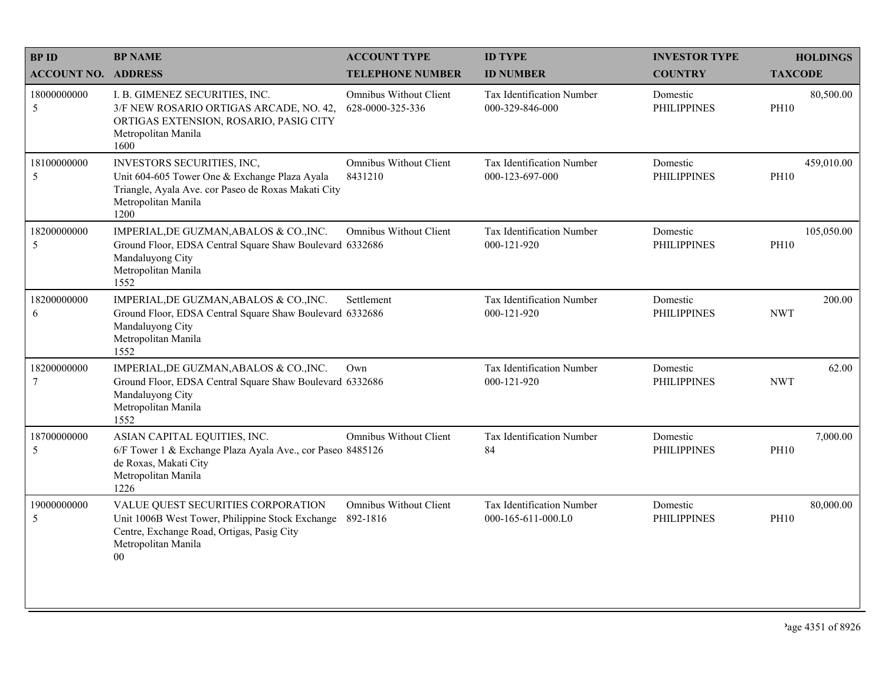| BP ID<br>ACCOUNT NO. | BP NAME<br>ADDRESS | ACCOUNT TYPE<br>TELEPHONE NUMBER | ID TYPE<br>ID NUMBER | INVESTOR TYPE<br>COUNTRY | HOLDINGS<br>TAXCODE |
|---|---|---|---|---|---|
| 18000000000<br>5 | I. B. GIMENEZ SECURITIES, INC.<br>3/F NEW ROSARIO ORTIGAS ARCADE, NO. 42, ORTIGAS EXTENSION, ROSARIO, PASIG CITY<br>Metropolitan Manila<br>1600 | Omnibus Without Client<br>628-0000-325-336 | Tax Identification Number<br>000-329-846-000 | Domestic<br>PHILIPPINES | 80,500.00<br>PH10 |
| 18100000000<br>5 | INVESTORS SECURITIES, INC,<br>Unit 604-605 Tower One & Exchange Plaza Ayala Triangle, Ayala Ave. cor Paseo de Roxas Makati City<br>Metropolitan Manila<br>1200 | Omnibus Without Client<br>8431210 | Tax Identification Number<br>000-123-697-000 | Domestic<br>PHILIPPINES | 459,010.00<br>PH10 |
| 18200000000<br>5 | IMPERIAL,DE GUZMAN,ABALOS & CO.,INC.<br>Ground Floor, EDSA Central Square Shaw Boulevard Mandaluyong City<br>Metropolitan Manila<br>1552 | Omnibus Without Client<br>6332686 | Tax Identification Number<br>000-121-920 | Domestic<br>PHILIPPINES | 105,050.00<br>PH10 |
| 18200000000<br>6 | IMPERIAL,DE GUZMAN,ABALOS & CO.,INC.<br>Ground Floor, EDSA Central Square Shaw Boulevard Mandaluyong City<br>Metropolitan Manila<br>1552 | Settlement<br>6332686 | Tax Identification Number<br>000-121-920 | Domestic<br>PHILIPPINES | 200.00<br>NWT |
| 18200000000<br>7 | IMPERIAL,DE GUZMAN,ABALOS & CO.,INC.<br>Ground Floor, EDSA Central Square Shaw Boulevard Mandaluyong City<br>Metropolitan Manila<br>1552 | Own<br>6332686 | Tax Identification Number<br>000-121-920 | Domestic<br>PHILIPPINES | 62.00<br>NWT |
| 18700000000<br>5 | ASIAN CAPITAL EQUITIES, INC.<br>6/F Tower 1 & Exchange Plaza Ayala Ave., cor Paseo de Roxas, Makati City<br>Metropolitan Manila<br>1226 | Omnibus Without Client<br>8485126 | Tax Identification Number<br>84 | Domestic<br>PHILIPPINES | 7,000.00<br>PH10 |
| 19000000000<br>5 | VALUE QUEST SECURITIES CORPORATION<br>Unit 1006B West Tower, Philippine Stock Exchange Centre, Exchange Road, Ortigas, Pasig City<br>Metropolitan Manila<br>00 | Omnibus Without Client<br>892-1816 | Tax Identification Number<br>000-165-611-000.L0 | Domestic<br>PHILIPPINES | 80,000.00<br>PH10 |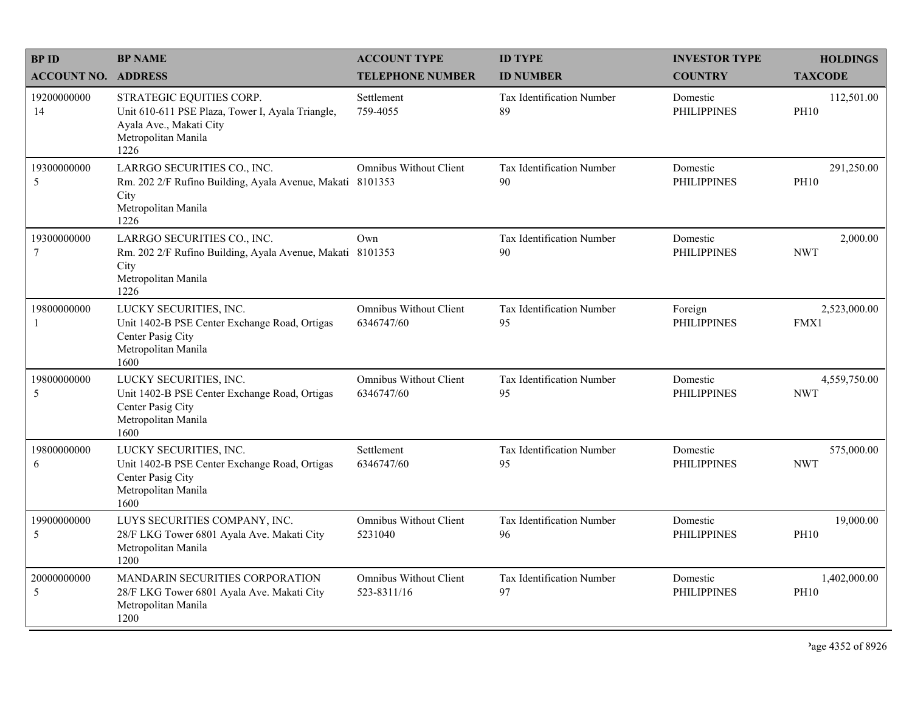| BP ID<br>ACCOUNT NO. | BP NAME<br>ADDRESS | ACCOUNT TYPE<br>TELEPHONE NUMBER | ID TYPE<br>ID NUMBER | INVESTOR TYPE<br>COUNTRY | HOLDINGS<br>TAXCODE |
|---|---|---|---|---|---|
| 19200000000<br>14 | STRATEGIC EQUITIES CORP.<br>Unit 610-611 PSE Plaza, Tower I, Ayala Triangle, Ayala Ave., Makati City<br>Metropolitan Manila<br>1226 | Settlement<br>759-4055 | Tax Identification Number<br>89 | Domestic<br>PHILIPPINES | 112,501.00<br>PH10 |
| 19300000000<br>5 | LARRGO SECURITIES CO., INC.<br>Rm. 202 2/F Rufino Building, Ayala Avenue, Makati City<br>Metropolitan Manila<br>1226 | Omnibus Without Client<br>8101353 | Tax Identification Number<br>90 | Domestic<br>PHILIPPINES | 291,250.00<br>PH10 |
| 19300000000<br>7 | LARRGO SECURITIES CO., INC.<br>Rm. 202 2/F Rufino Building, Ayala Avenue, Makati City<br>Metropolitan Manila<br>1226 | Own<br>8101353 | Tax Identification Number<br>90 | Domestic<br>PHILIPPINES | 2,000.00<br>NWT |
| 19800000000<br>1 | LUCKY SECURITIES, INC.<br>Unit 1402-B PSE Center Exchange Road, Ortigas Center Pasig City<br>Metropolitan Manila<br>1600 | Omnibus Without Client<br>6346747/60 | Tax Identification Number<br>95 | Foreign<br>PHILIPPINES | 2,523,000.00<br>FMX1 |
| 19800000000<br>5 | LUCKY SECURITIES, INC.<br>Unit 1402-B PSE Center Exchange Road, Ortigas Center Pasig City<br>Metropolitan Manila<br>1600 | Omnibus Without Client<br>6346747/60 | Tax Identification Number<br>95 | Domestic<br>PHILIPPINES | 4,559,750.00<br>NWT |
| 19800000000<br>6 | LUCKY SECURITIES, INC.<br>Unit 1402-B PSE Center Exchange Road, Ortigas Center Pasig City<br>Metropolitan Manila<br>1600 | Settlement<br>6346747/60 | Tax Identification Number<br>95 | Domestic<br>PHILIPPINES | 575,000.00<br>NWT |
| 19900000000<br>5 | LUYS SECURITIES COMPANY, INC.<br>28/F LKG Tower 6801 Ayala Ave. Makati City<br>Metropolitan Manila<br>1200 | Omnibus Without Client<br>5231040 | Tax Identification Number<br>96 | Domestic<br>PHILIPPINES | 19,000.00<br>PH10 |
| 20000000000<br>5 | MANDARIN SECURITIES CORPORATION<br>28/F LKG Tower 6801 Ayala Ave. Makati City<br>Metropolitan Manila<br>1200 | Omnibus Without Client<br>523-8311/16 | Tax Identification Number<br>97 | Domestic<br>PHILIPPINES | 1,402,000.00<br>PH10 |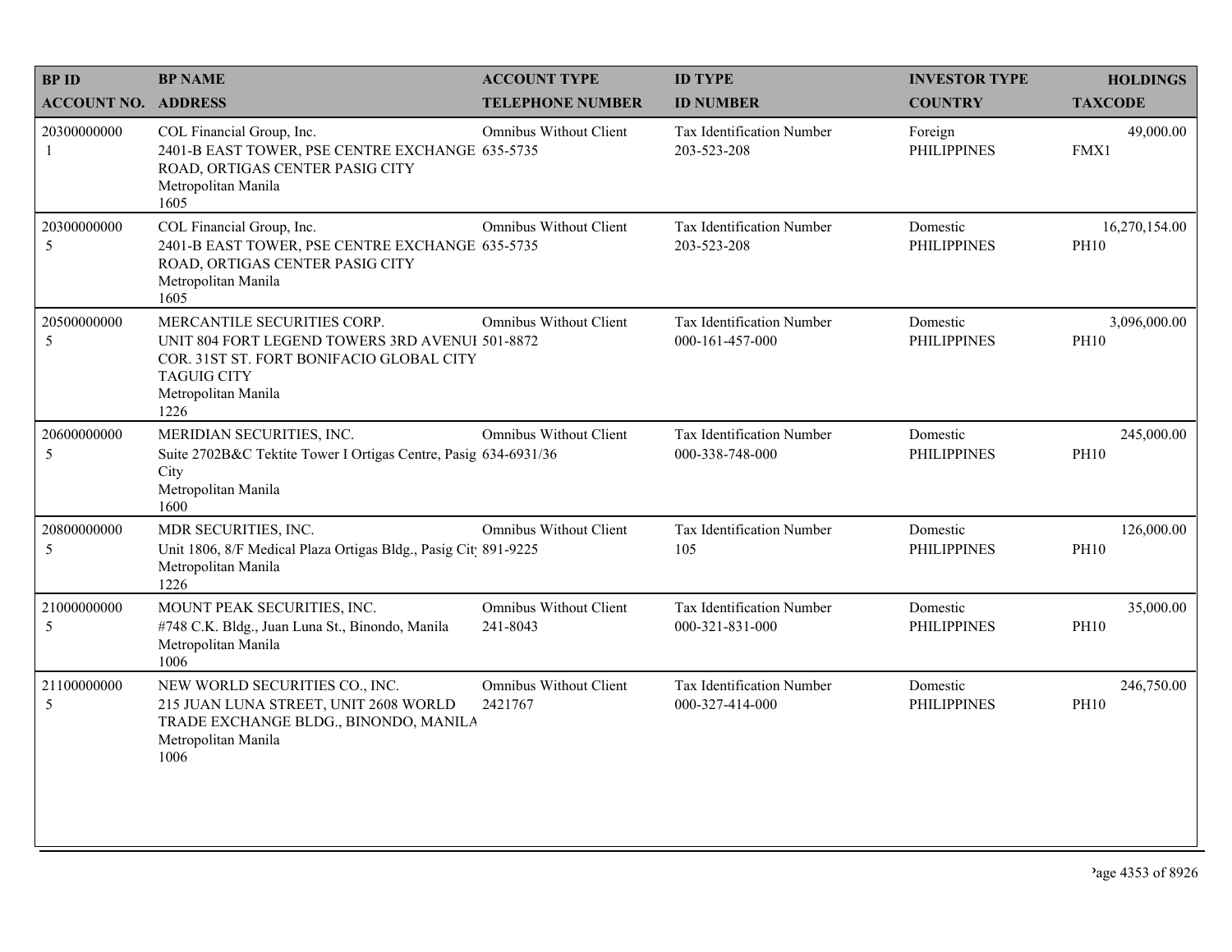| BP ID<br>ACCOUNT NO. | BP NAME<br>ADDRESS | ACCOUNT TYPE<br>TELEPHONE NUMBER | ID TYPE<br>ID NUMBER | INVESTOR TYPE<br>COUNTRY | HOLDINGS<br>TAXCODE |
|---|---|---|---|---|---|
| 20300000000<br>1 | COL Financial Group, Inc.<br>2401-B EAST TOWER, PSE CENTRE EXCHANGE ROAD, ORTIGAS CENTER PASIG CITY<br>Metropolitan Manila<br>1605 | Omnibus Without Client<br>635-5735 | Tax Identification Number<br>203-523-208 | Foreign<br>PHILIPPINES | 49,000.00<br>FMX1 |
| 20300000000<br>5 | COL Financial Group, Inc.<br>2401-B EAST TOWER, PSE CENTRE EXCHANGE ROAD, ORTIGAS CENTER PASIG CITY<br>Metropolitan Manila<br>1605 | Omnibus Without Client<br>635-5735 | Tax Identification Number<br>203-523-208 | Domestic<br>PHILIPPINES | 16,270,154.00<br>PH10 |
| 20500000000<br>5 | MERCANTILE SECURITIES CORP.<br>UNIT 804 FORT LEGEND TOWERS 3RD AVENUI COR. 31ST ST. FORT BONIFACIO GLOBAL CITY TAGUIG CITY<br>Metropolitan Manila<br>1226 | Omnibus Without Client<br>501-8872 | Tax Identification Number<br>000-161-457-000 | Domestic<br>PHILIPPINES | 3,096,000.00<br>PH10 |
| 20600000000<br>5 | MERIDIAN SECURITIES, INC.<br>Suite 2702B&C Tektite Tower I Ortigas Centre, Pasig City<br>Metropolitan Manila<br>1600 | Omnibus Without Client<br>634-6931/36 | Tax Identification Number<br>000-338-748-000 | Domestic<br>PHILIPPINES | 245,000.00<br>PH10 |
| 20800000000<br>5 | MDR SECURITIES, INC.<br>Unit 1806, 8/F Medical Plaza Ortigas Bldg., Pasig Cit<br>Metropolitan Manila<br>1226 | Omnibus Without Client<br>891-9225 | Tax Identification Number<br>105 | Domestic<br>PHILIPPINES | 126,000.00<br>PH10 |
| 21000000000<br>5 | MOUNT PEAK SECURITIES, INC.<br>#748 C.K. Bldg., Juan Luna St., Binondo, Manila<br>Metropolitan Manila<br>1006 | Omnibus Without Client<br>241-8043 | Tax Identification Number<br>000-321-831-000 | Domestic<br>PHILIPPINES | 35,000.00<br>PH10 |
| 21100000000<br>5 | NEW WORLD SECURITIES CO., INC.<br>215 JUAN LUNA STREET, UNIT 2608 WORLD TRADE EXCHANGE BLDG., BINONDO, MANILA<br>Metropolitan Manila<br>1006 | Omnibus Without Client<br>2421767 | Tax Identification Number<br>000-327-414-000 | Domestic<br>PHILIPPINES | 246,750.00<br>PH10 |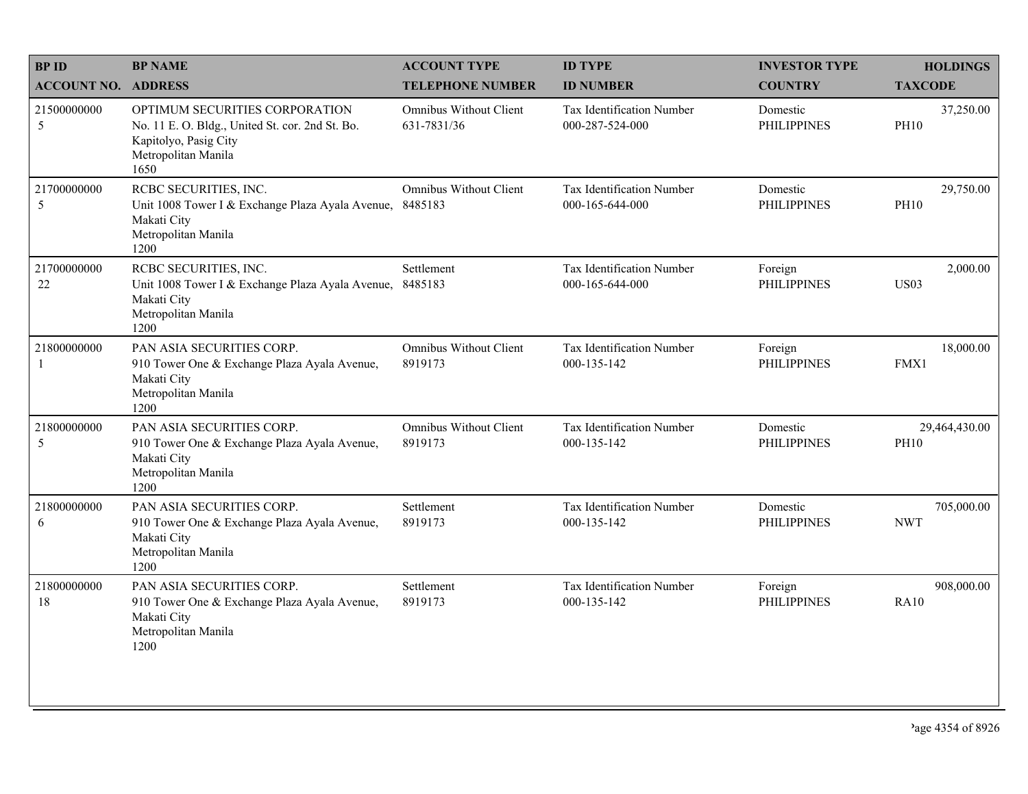| BP ID<br>ACCOUNT NO. | BP NAME<br>ADDRESS | ACCOUNT TYPE<br>TELEPHONE NUMBER | ID TYPE<br>ID NUMBER | INVESTOR TYPE<br>COUNTRY | HOLDINGS<br>TAXCODE |
|---|---|---|---|---|---|
| 21500000000<br>5 | OPTIMUM SECURITIES CORPORATION<br>No. 11 E. O. Bldg., United St. cor. 2nd St. Bo. Kapitolyo, Pasig City<br>Metropolitan Manila<br>1650 | Omnibus Without Client<br>631-7831/36 | Tax Identification Number<br>000-287-524-000 | Domestic<br>PHILIPPINES | 37,250.00<br>PH10 |
| 21700000000<br>5 | RCBC SECURITIES, INC.<br>Unit 1008 Tower I & Exchange Plaza Ayala Avenue, Makati City<br>Metropolitan Manila<br>1200 | Omnibus Without Client<br>8485183 | Tax Identification Number<br>000-165-644-000 | Domestic<br>PHILIPPINES | 29,750.00<br>PH10 |
| 21700000000<br>22 | RCBC SECURITIES, INC.<br>Unit 1008 Tower I & Exchange Plaza Ayala Avenue, Makati City<br>Metropolitan Manila<br>1200 | Settlement<br>8485183 | Tax Identification Number<br>000-165-644-000 | Foreign<br>PHILIPPINES | 2,000.00<br>US03 |
| 21800000000<br>1 | PAN ASIA SECURITIES CORP.<br>910 Tower One & Exchange Plaza Ayala Avenue, Makati City<br>Metropolitan Manila<br>1200 | Omnibus Without Client<br>8919173 | Tax Identification Number<br>000-135-142 | Foreign<br>PHILIPPINES | 18,000.00<br>FMX1 |
| 21800000000<br>5 | PAN ASIA SECURITIES CORP.<br>910 Tower One & Exchange Plaza Ayala Avenue, Makati City<br>Metropolitan Manila<br>1200 | Omnibus Without Client<br>8919173 | Tax Identification Number<br>000-135-142 | Domestic<br>PHILIPPINES | 29,464,430.00<br>PH10 |
| 21800000000<br>6 | PAN ASIA SECURITIES CORP.<br>910 Tower One & Exchange Plaza Ayala Avenue, Makati City<br>Metropolitan Manila<br>1200 | Settlement<br>8919173 | Tax Identification Number<br>000-135-142 | Domestic<br>PHILIPPINES | 705,000.00<br>NWT |
| 21800000000<br>18 | PAN ASIA SECURITIES CORP.<br>910 Tower One & Exchange Plaza Ayala Avenue, Makati City<br>Metropolitan Manila<br>1200 | Settlement<br>8919173 | Tax Identification Number<br>000-135-142 | Foreign<br>PHILIPPINES | 908,000.00<br>RA10 |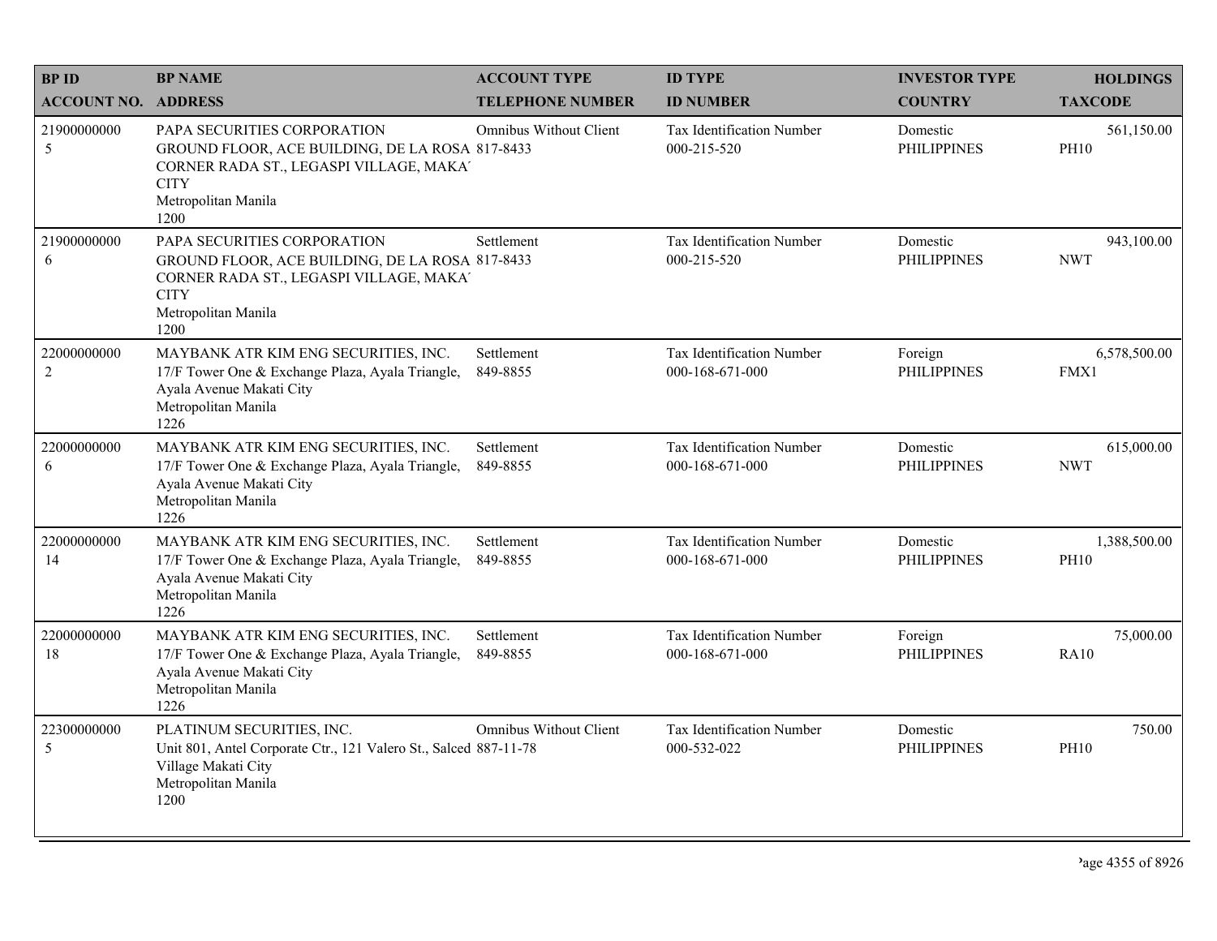| BP ID<br>ACCOUNT NO. | BP NAME<br>ADDRESS | ACCOUNT TYPE<br>TELEPHONE NUMBER | ID TYPE<br>ID NUMBER | INVESTOR TYPE<br>COUNTRY | HOLDINGS<br>TAXCODE |
|---|---|---|---|---|---|
| 21900000000<br>5 | PAPA SECURITIES CORPORATION<br>GROUND FLOOR, ACE BUILDING, DE LA ROSA CORNER RADA ST., LEGASPI VILLAGE, MAKA' CITY<br>Metropolitan Manila<br>1200 | Omnibus Without Client<br>817-8433 | Tax Identification Number<br>000-215-520 | Domestic<br>PHILIPPINES | 561,150.00<br>PH10 |
| 21900000000<br>6 | PAPA SECURITIES CORPORATION<br>GROUND FLOOR, ACE BUILDING, DE LA ROSA CORNER RADA ST., LEGASPI VILLAGE, MAKA' CITY<br>Metropolitan Manila<br>1200 | Settlement<br>817-8433 | Tax Identification Number<br>000-215-520 | Domestic<br>PHILIPPINES | 943,100.00<br>NWT |
| 22000000000<br>2 | MAYBANK ATR KIM ENG SECURITIES, INC.<br>17/F Tower One & Exchange Plaza, Ayala Triangle, Ayala Avenue Makati City<br>Metropolitan Manila<br>1226 | Settlement<br>849-8855 | Tax Identification Number<br>000-168-671-000 | Foreign<br>PHILIPPINES | 6,578,500.00<br>FMX1 |
| 22000000000<br>6 | MAYBANK ATR KIM ENG SECURITIES, INC.<br>17/F Tower One & Exchange Plaza, Ayala Triangle, Ayala Avenue Makati City<br>Metropolitan Manila<br>1226 | Settlement<br>849-8855 | Tax Identification Number<br>000-168-671-000 | Domestic<br>PHILIPPINES | 615,000.00<br>NWT |
| 22000000000<br>14 | MAYBANK ATR KIM ENG SECURITIES, INC.<br>17/F Tower One & Exchange Plaza, Ayala Triangle, Ayala Avenue Makati City<br>Metropolitan Manila<br>1226 | Settlement<br>849-8855 | Tax Identification Number<br>000-168-671-000 | Domestic<br>PHILIPPINES | 1,388,500.00<br>PH10 |
| 22000000000<br>18 | MAYBANK ATR KIM ENG SECURITIES, INC.<br>17/F Tower One & Exchange Plaza, Ayala Triangle, Ayala Avenue Makati City<br>Metropolitan Manila<br>1226 | Settlement<br>849-8855 | Tax Identification Number<br>000-168-671-000 | Foreign<br>PHILIPPINES | 75,000.00<br>RA10 |
| 22300000000<br>5 | PLATINUM SECURITIES, INC.<br>Unit 801, Antel Corporate Ctr., 121 Valero St., Salced Village Makati City<br>Metropolitan Manila<br>1200 | Omnibus Without Client<br>887-11-78 | Tax Identification Number<br>000-532-022 | Domestic<br>PHILIPPINES | 750.00<br>PH10 |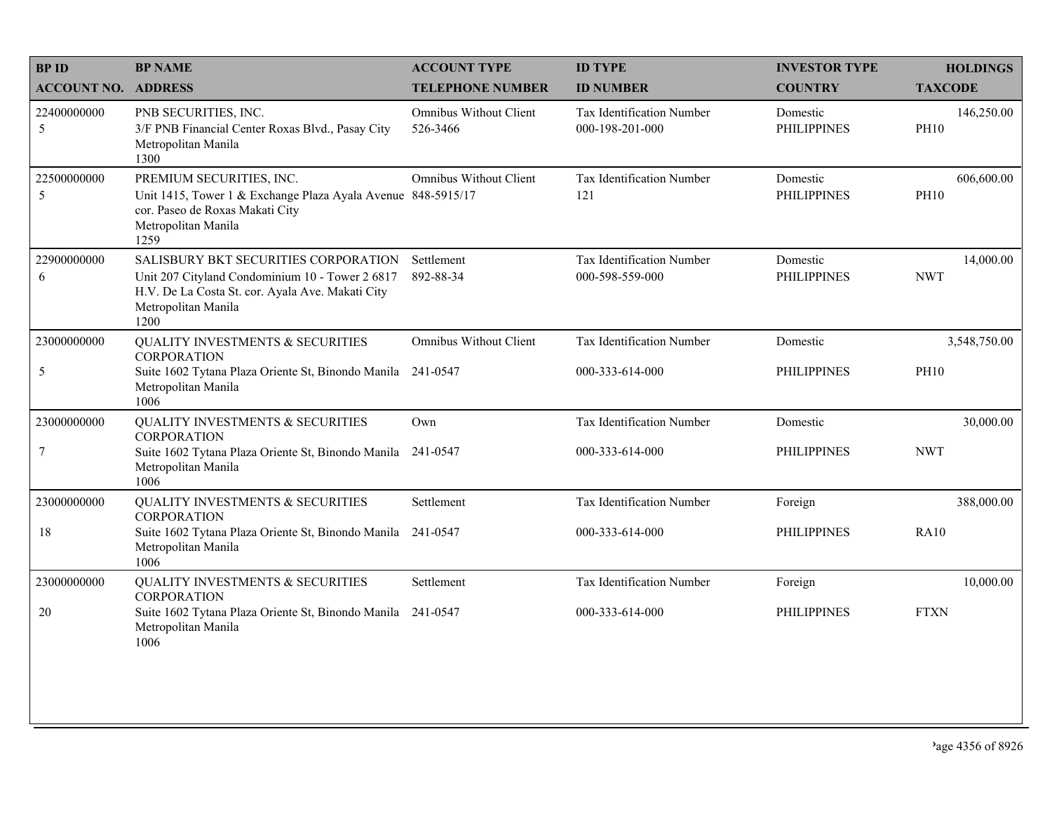| BP ID<br>ACCOUNT NO. | BP NAME<br>ADDRESS | ACCOUNT TYPE<br>TELEPHONE NUMBER | ID TYPE<br>ID NUMBER | INVESTOR TYPE<br>COUNTRY | HOLDINGS<br>TAXCODE |
|---|---|---|---|---|---|
| 22400000000<br>5 | PNB SECURITIES, INC.<br>3/F PNB Financial Center Roxas Blvd., Pasay City<br>Metropolitan Manila<br>1300 | Omnibus Without Client<br>526-3466 | Tax Identification Number<br>000-198-201-000 | Domestic<br>PHILIPPINES | 146,250.00<br>PH10 |
| 22500000000<br>5 | PREMIUM SECURITIES, INC.<br>Unit 1415, Tower 1 & Exchange Plaza Ayala Avenue cor. Paseo de Roxas Makati City<br>Metropolitan Manila<br>1259 | Omnibus Without Client<br>848-5915/17 | Tax Identification Number<br>121 | Domestic<br>PHILIPPINES | 606,600.00<br>PH10 |
| 22900000000<br>6 | SALISBURY BKT SECURITIES CORPORATION<br>Unit 207 Cityland Condominium 10 - Tower 2 6817 H.V. De La Costa St. cor. Ayala Ave. Makati City<br>Metropolitan Manila<br>1200 | Settlement<br>892-88-34 | Tax Identification Number<br>000-598-559-000 | Domestic<br>PHILIPPINES | 14,000.00<br>NWT |
| 23000000000<br>5 | QUALITY INVESTMENTS & SECURITIES CORPORATION<br>Suite 1602 Tytana Plaza Oriente St, Binondo Manila<br>Metropolitan Manila<br>1006 | Omnibus Without Client<br>241-0547 | Tax Identification Number<br>000-333-614-000 | Domestic<br>PHILIPPINES | 3,548,750.00<br>PH10 |
| 23000000000<br>7 | QUALITY INVESTMENTS & SECURITIES CORPORATION<br>Suite 1602 Tytana Plaza Oriente St, Binondo Manila<br>Metropolitan Manila<br>1006 | Own<br>241-0547 | Tax Identification Number<br>000-333-614-000 | Domestic<br>PHILIPPINES | 30,000.00<br>NWT |
| 23000000000<br>18 | QUALITY INVESTMENTS & SECURITIES CORPORATION<br>Suite 1602 Tytana Plaza Oriente St, Binondo Manila<br>Metropolitan Manila<br>1006 | Settlement<br>241-0547 | Tax Identification Number<br>000-333-614-000 | Foreign<br>PHILIPPINES | 388,000.00<br>RA10 |
| 23000000000<br>20 | QUALITY INVESTMENTS & SECURITIES CORPORATION<br>Suite 1602 Tytana Plaza Oriente St, Binondo Manila<br>Metropolitan Manila<br>1006 | Settlement<br>241-0547 | Tax Identification Number<br>000-333-614-000 | Foreign<br>PHILIPPINES | 10,000.00<br>FTXN |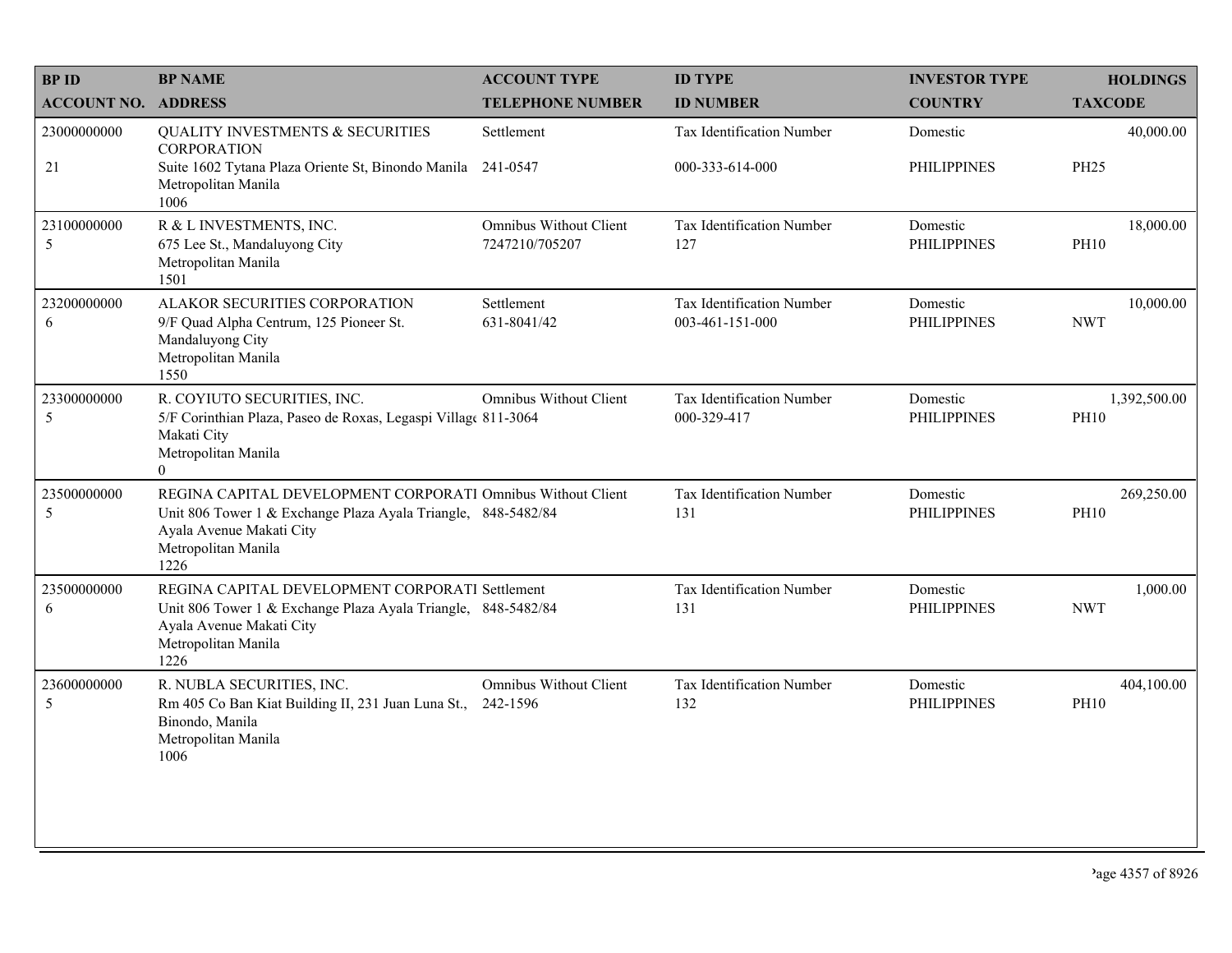| BP ID<br>ACCOUNT NO. | BP NAME<br>ADDRESS | ACCOUNT TYPE<br>TELEPHONE NUMBER | ID TYPE<br>ID NUMBER | INVESTOR TYPE<br>COUNTRY | HOLDINGS<br>TAXCODE |
|---|---|---|---|---|---|
| 23000000000<br>21 | QUALITY INVESTMENTS & SECURITIES CORPORATION<br>Suite 1602 Tytana Plaza Oriente St, Binondo Manila<br>Metropolitan Manila<br>1006 | Settlement<br>241-0547 | Tax Identification Number<br>000-333-614-000 | Domestic<br>PHILIPPINES | 40,000.00<br>PH25 |
| 23100000000<br>5 | R & L INVESTMENTS, INC.<br>675 Lee St., Mandaluyong City<br>Metropolitan Manila<br>1501 | Omnibus Without Client<br>7247210/705207 | Tax Identification Number<br>127 | Domestic<br>PHILIPPINES | 18,000.00<br>PH10 |
| 23200000000<br>6 | ALAKOR SECURITIES CORPORATION<br>9/F Quad Alpha Centrum, 125 Pioneer St.<br>Mandaluyong City<br>Metropolitan Manila<br>1550 | Settlement<br>631-8041/42 | Tax Identification Number<br>003-461-151-000 | Domestic<br>PHILIPPINES | 10,000.00<br>NWT |
| 23300000000<br>5 | R. COYIUTO SECURITIES, INC.<br>5/F Corinthian Plaza, Paseo de Roxas, Legaspi Village<br>Makati City<br>Metropolitan Manila<br>0 | Omnibus Without Client<br>811-3064 | Tax Identification Number<br>000-329-417 | Domestic<br>PHILIPPINES | 1,392,500.00<br>PH10 |
| 23500000000<br>5 | REGINA CAPITAL DEVELOPMENT CORPORATI<br>Unit 806 Tower 1 & Exchange Plaza Ayala Triangle,<br>Ayala Avenue Makati City<br>Metropolitan Manila<br>1226 | Omnibus Without Client<br>848-5482/84 | Tax Identification Number<br>131 | Domestic<br>PHILIPPINES | 269,250.00<br>PH10 |
| 23500000000<br>6 | REGINA CAPITAL DEVELOPMENT CORPORATI<br>Unit 806 Tower 1 & Exchange Plaza Ayala Triangle,<br>Ayala Avenue Makati City<br>Metropolitan Manila<br>1226 | Settlement<br>848-5482/84 | Tax Identification Number<br>131 | Domestic<br>PHILIPPINES | 1,000.00<br>NWT |
| 23600000000<br>5 | R. NUBLA SECURITIES, INC.<br>Rm 405 Co Ban Kiat Building II, 231 Juan Luna St.,<br>Binondo, Manila<br>Metropolitan Manila<br>1006 | Omnibus Without Client<br>242-1596 | Tax Identification Number<br>132 | Domestic<br>PHILIPPINES | 404,100.00<br>PH10 |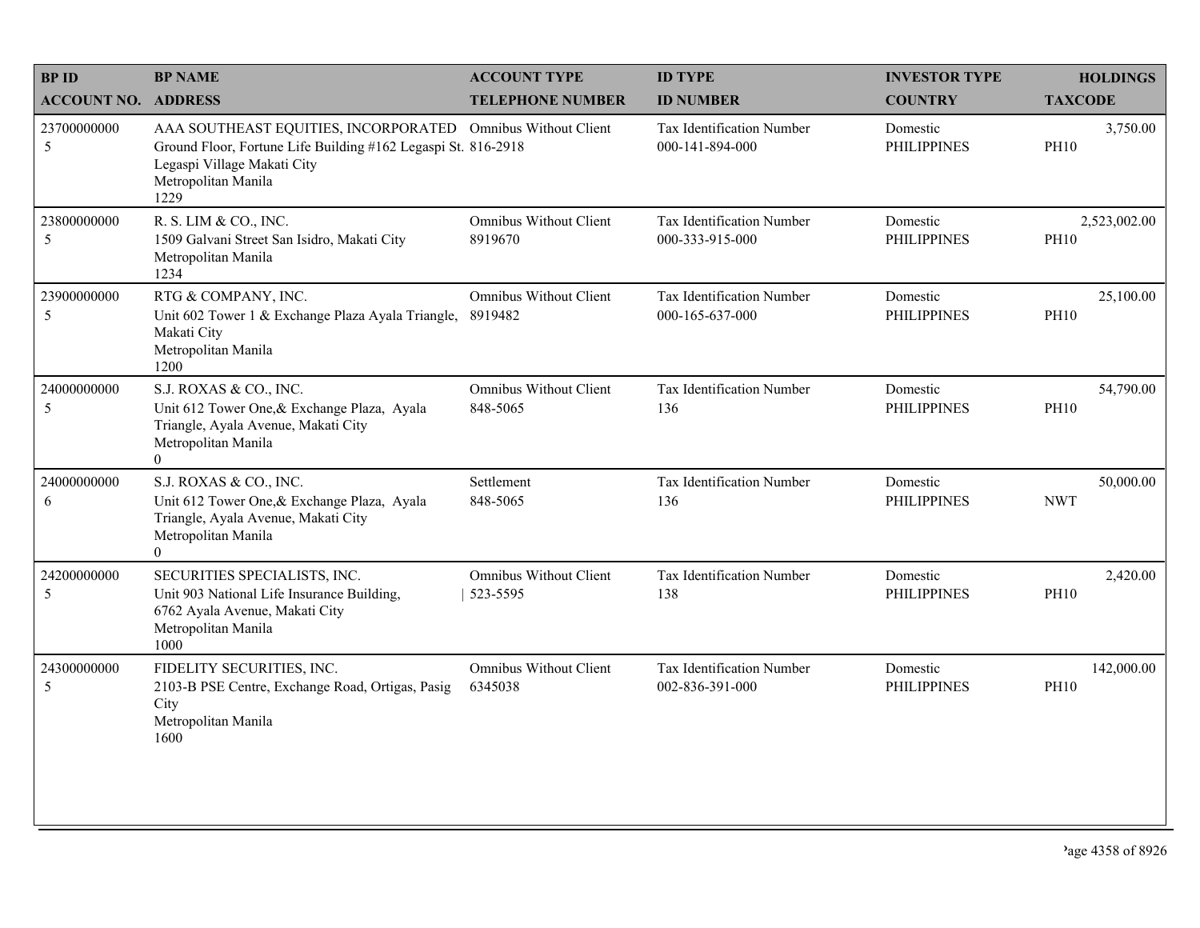| BP ID<br>ACCOUNT NO. | BP NAME<br>ADDRESS | ACCOUNT TYPE<br>TELEPHONE NUMBER | ID TYPE<br>ID NUMBER | INVESTOR TYPE<br>COUNTRY | HOLDINGS<br>TAXCODE |
|---|---|---|---|---|---|
| 23700000000<br>5 | AAA SOUTHEAST EQUITIES, INCORPORATED<br>Ground Floor, Fortune Life Building #162 Legaspi St. Legaspi Village Makati City<br>Metropolitan Manila<br>1229 | Omnibus Without Client<br>816-2918 | Tax Identification Number<br>000-141-894-000 | Domestic<br>PHILIPPINES | 3,750.00<br>PH10 |
| 23800000000<br>5 | R. S. LIM & CO., INC.<br>1509 Galvani Street San Isidro, Makati City<br>Metropolitan Manila<br>1234 | Omnibus Without Client<br>8919670 | Tax Identification Number<br>000-333-915-000 | Domestic<br>PHILIPPINES | 2,523,002.00<br>PH10 |
| 23900000000<br>5 | RTG & COMPANY, INC.<br>Unit 602 Tower 1 & Exchange Plaza Ayala Triangle, Makati City<br>Metropolitan Manila<br>1200 | Omnibus Without Client<br>8919482 | Tax Identification Number<br>000-165-637-000 | Domestic<br>PHILIPPINES | 25,100.00<br>PH10 |
| 24000000000<br>5 | S.J. ROXAS & CO., INC.<br>Unit 612 Tower One,& Exchange Plaza, Ayala Triangle, Ayala Avenue, Makati City<br>Metropolitan Manila<br>0 | Omnibus Without Client<br>848-5065 | Tax Identification Number<br>136 | Domestic<br>PHILIPPINES | 54,790.00<br>PH10 |
| 24000000000<br>6 | S.J. ROXAS & CO., INC.<br>Unit 612 Tower One,& Exchange Plaza, Ayala Triangle, Ayala Avenue, Makati City<br>Metropolitan Manila<br>0 | Settlement<br>848-5065 | Tax Identification Number<br>136 | Domestic<br>PHILIPPINES | 50,000.00<br>NWT |
| 24200000000<br>5 | SECURITIES SPECIALISTS, INC.<br>Unit 903 National Life Insurance Building, 6762 Ayala Avenue, Makati City<br>Metropolitan Manila<br>1000 | Omnibus Without Client<br>523-5595 | Tax Identification Number<br>138 | Domestic<br>PHILIPPINES | 2,420.00<br>PH10 |
| 24300000000<br>5 | FIDELITY SECURITIES, INC.<br>2103-B PSE Centre, Exchange Road, Ortigas, Pasig City<br>Metropolitan Manila<br>1600 | Omnibus Without Client<br>6345038 | Tax Identification Number<br>002-836-391-000 | Domestic<br>PHILIPPINES | 142,000.00<br>PH10 |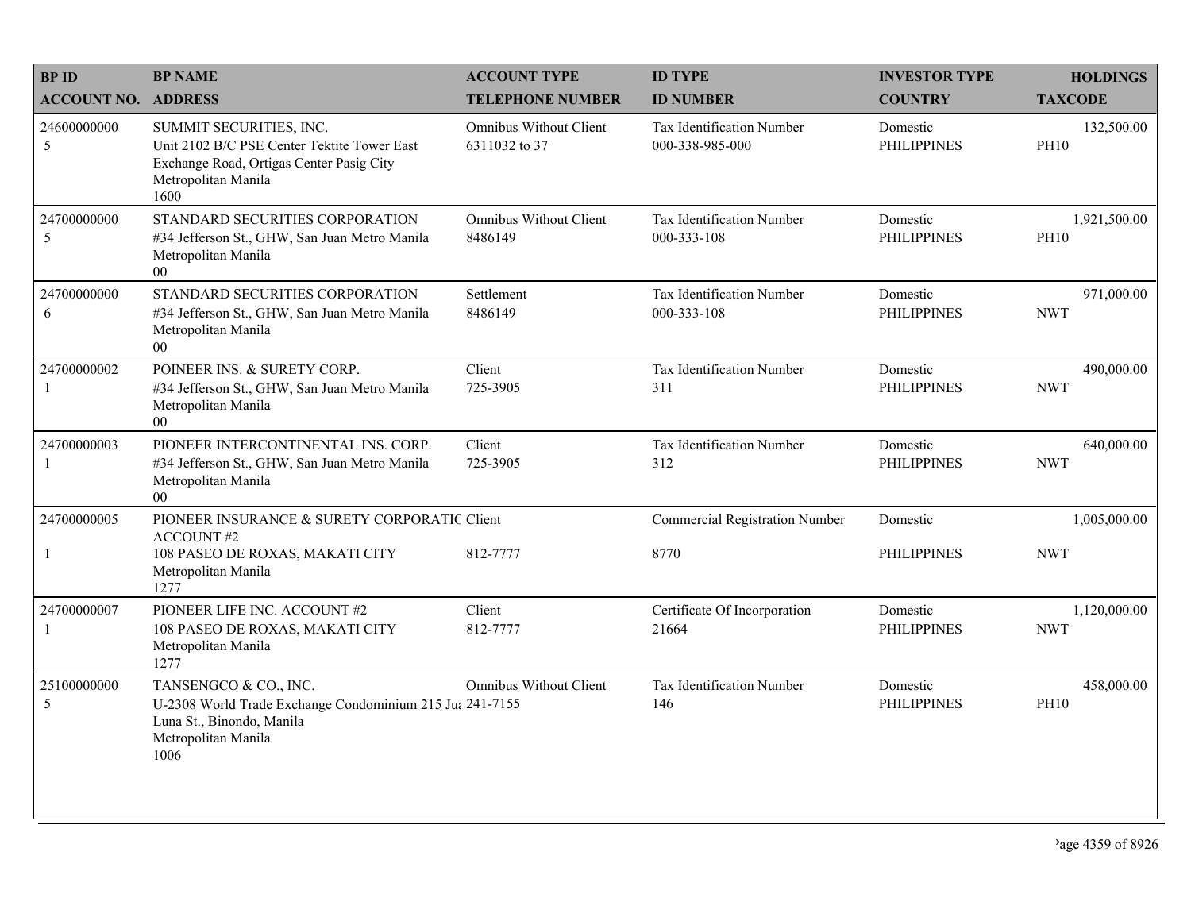| BP ID<br>ACCOUNT NO. | BP NAME<br>ADDRESS | ACCOUNT TYPE<br>TELEPHONE NUMBER | ID TYPE<br>ID NUMBER | INVESTOR TYPE<br>COUNTRY | HOLDINGS<br>TAXCODE |
|---|---|---|---|---|---|
| 24600000000<br>5 | SUMMIT SECURITIES, INC.<br>Unit 2102 B/C PSE Center Tektite Tower East Exchange Road, Ortigas Center Pasig City<br>Metropolitan Manila<br>1600 | Omnibus Without Client<br>6311032 to 37 | Tax Identification Number<br>000-338-985-000 | Domestic<br>PHILIPPINES | 132,500.00<br>PH10 |
| 24700000000<br>5 | STANDARD SECURITIES CORPORATION<br>#34 Jefferson St., GHW, San Juan Metro Manila<br>Metropolitan Manila<br>00 | Omnibus Without Client<br>8486149 | Tax Identification Number<br>000-333-108 | Domestic<br>PHILIPPINES | 1,921,500.00<br>PH10 |
| 24700000000<br>6 | STANDARD SECURITIES CORPORATION<br>#34 Jefferson St., GHW, San Juan Metro Manila<br>Metropolitan Manila<br>00 | Settlement<br>8486149 | Tax Identification Number<br>000-333-108 | Domestic<br>PHILIPPINES | 971,000.00<br>NWT |
| 24700000002<br>1 | POINEER INS. & SURETY CORP.<br>#34 Jefferson St., GHW, San Juan Metro Manila<br>Metropolitan Manila<br>00 | Client<br>725-3905 | Tax Identification Number<br>311 | Domestic<br>PHILIPPINES | 490,000.00<br>NWT |
| 24700000003<br>1 | PIONEER INTERCONTINENTAL INS. CORP.<br>#34 Jefferson St., GHW, San Juan Metro Manila<br>Metropolitan Manila<br>00 | Client<br>725-3905 | Tax Identification Number<br>312 | Domestic<br>PHILIPPINES | 640,000.00<br>NWT |
| 24700000005<br>1 | PIONEER INSURANCE & SURETY CORPORATIC ACCOUNT #2<br>108 PASEO DE ROXAS, MAKATI CITY<br>Metropolitan Manila<br>1277 | Client<br>812-7777 | Commercial Registration Number<br>8770 | Domestic<br>PHILIPPINES | 1,005,000.00<br>NWT |
| 24700000007<br>1 | PIONEER LIFE INC. ACCOUNT #2<br>108 PASEO DE ROXAS, MAKATI CITY<br>Metropolitan Manila<br>1277 | Client<br>812-7777 | Certificate Of Incorporation<br>21664 | Domestic<br>PHILIPPINES | 1,120,000.00<br>NWT |
| 25100000000<br>5 | TANSENGCO & CO., INC.<br>U-2308 World Trade Exchange Condominium 215 Jua Luna St., Binondo, Manila<br>Metropolitan Manila<br>1006 | Omnibus Without Client<br>241-7155 | Tax Identification Number<br>146 | Domestic<br>PHILIPPINES | 458,000.00<br>PH10 |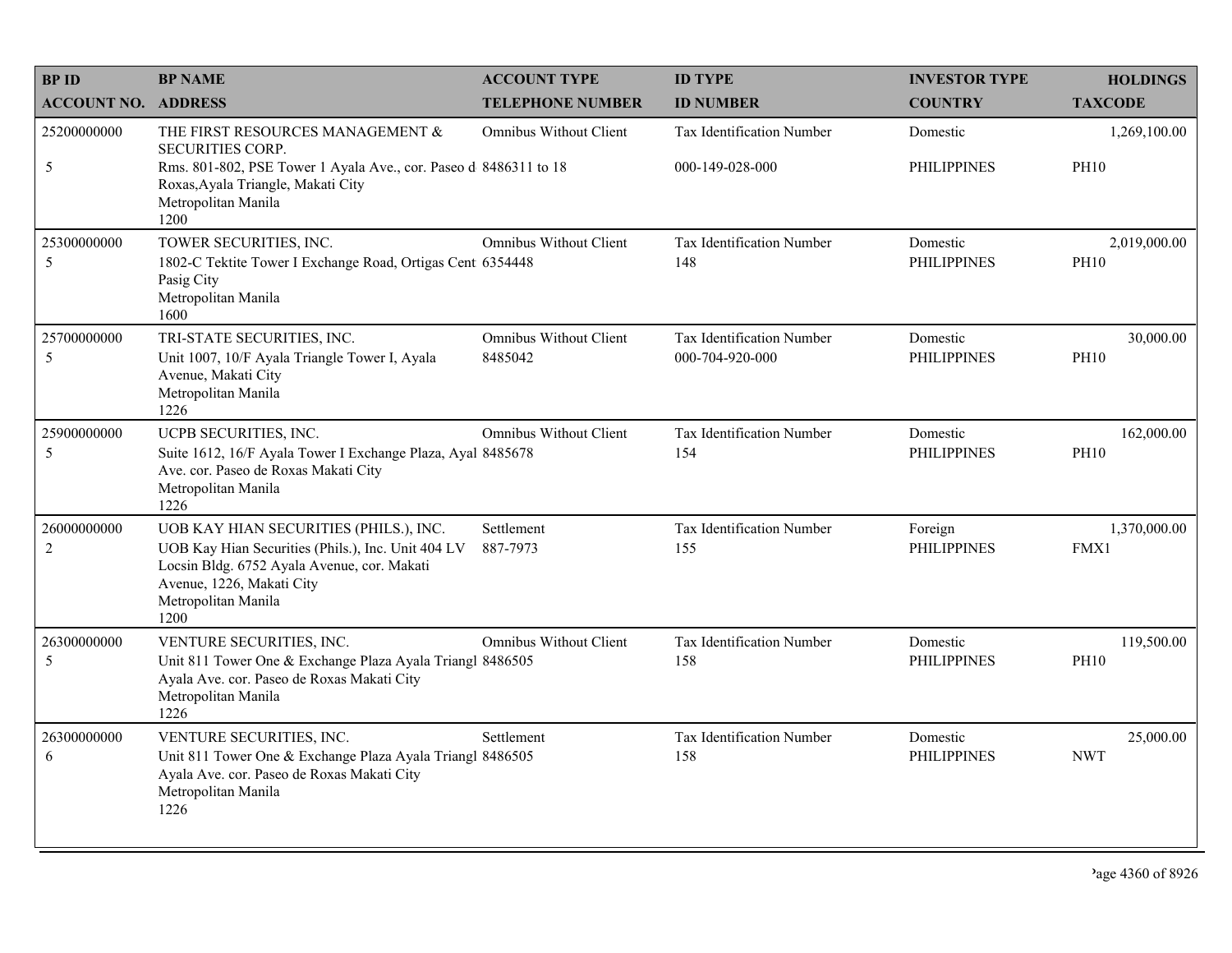| BP ID | BP NAME | ACCOUNT TYPE | ID TYPE | INVESTOR TYPE | HOLDINGS |
|---|---|---|---|---|---|
| ACCOUNT NO. | ADDRESS | TELEPHONE NUMBER | ID NUMBER | COUNTRY | TAXCODE |
| 25200000000 | THE FIRST RESOURCES MANAGEMENT & SECURITIES CORP. | Omnibus Without Client | Tax Identification Number | Domestic | 1,269,100.00 |
| 5 | Rms. 801-802, PSE Tower 1 Ayala Ave., cor. Paseo d Roxas,Ayala Triangle, Makati City Metropolitan Manila 1200 | 8486311 to 18 | 000-149-028-000 | PHILIPPINES | PH10 |
| 25300000000 | TOWER SECURITIES, INC. | Omnibus Without Client | Tax Identification Number | Domestic | 2,019,000.00 |
| 5 | 1802-C Tektite Tower I Exchange Road, Ortigas Cent Pasig City Metropolitan Manila 1600 | 6354448 | 148 | PHILIPPINES | PH10 |
| 25700000000 | TRI-STATE SECURITIES, INC. | Omnibus Without Client | Tax Identification Number | Domestic | 30,000.00 |
| 5 | Unit 1007, 10/F Ayala Triangle Tower I, Ayala Avenue, Makati City Metropolitan Manila 1226 | 8485042 | 000-704-920-000 | PHILIPPINES | PH10 |
| 25900000000 | UCPB SECURITIES, INC. | Omnibus Without Client | Tax Identification Number | Domestic | 162,000.00 |
| 5 | Suite 1612, 16/F Ayala Tower I Exchange Plaza, Ayal Ave. cor. Paseo de Roxas Makati City Metropolitan Manila 1226 | 8485678 | 154 | PHILIPPINES | PH10 |
| 26000000000 | UOB KAY HIAN SECURITIES (PHILS.), INC. | Settlement | Tax Identification Number | Foreign | 1,370,000.00 |
| 2 | UOB Kay Hian Securities (Phils.), Inc. Unit 404 LV Locsin Bldg. 6752 Ayala Avenue, cor. Makati Avenue, 1226, Makati City Metropolitan Manila 1200 | 887-7973 | 155 | PHILIPPINES | FMX1 |
| 26300000000 | VENTURE SECURITIES, INC. | Omnibus Without Client | Tax Identification Number | Domestic | 119,500.00 |
| 5 | Unit 811 Tower One & Exchange Plaza Ayala Triangl Ayala Ave. cor. Paseo de Roxas Makati City Metropolitan Manila 1226 | 8486505 | 158 | PHILIPPINES | PH10 |
| 26300000000 | VENTURE SECURITIES, INC. | Settlement | Tax Identification Number | Domestic | 25,000.00 |
| 6 | Unit 811 Tower One & Exchange Plaza Ayala Triangl Ayala Ave. cor. Paseo de Roxas Makati City Metropolitan Manila 1226 | 8486505 | 158 | PHILIPPINES | NWT |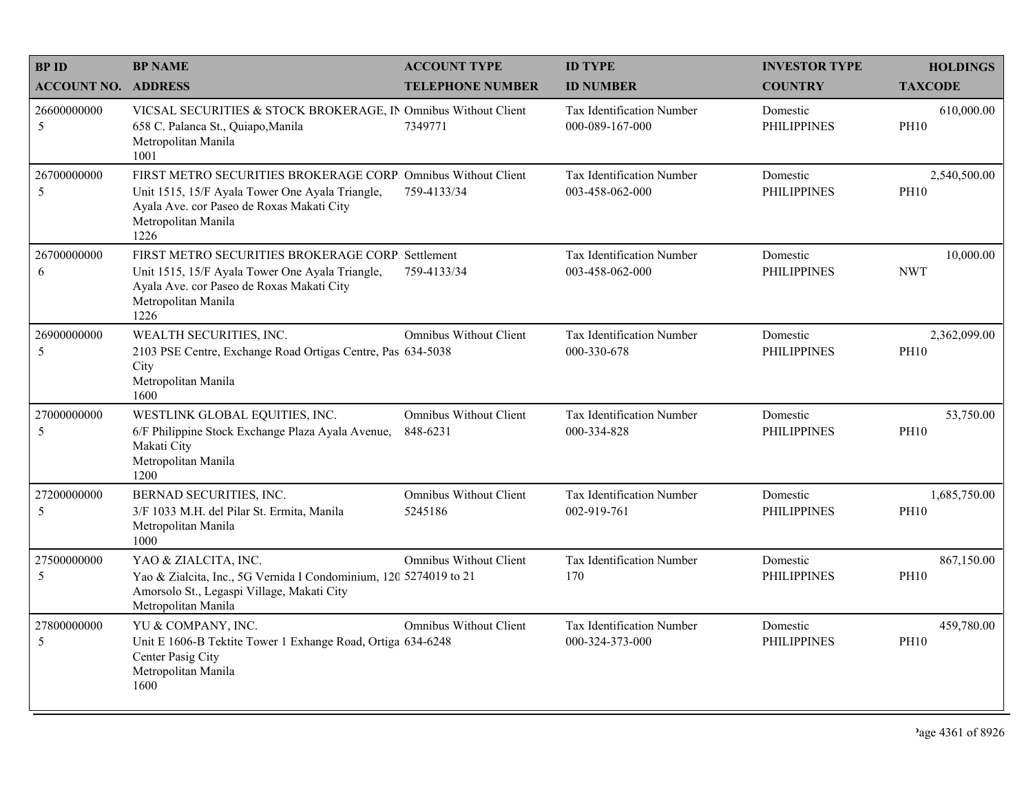| BP ID<br>ACCOUNT NO. | BP NAME<br>ADDRESS | ACCOUNT TYPE<br>TELEPHONE NUMBER | ID TYPE<br>ID NUMBER | INVESTOR TYPE<br>COUNTRY | HOLDINGS<br>TAXCODE |
|---|---|---|---|---|---|
| 26600000000<br>5 | VICSAL SECURITIES & STOCK BROKERAGE, IN<br>658 C. Palanca St., Quiapo,Manila<br>Metropolitan Manila<br>1001 | Omnibus Without Client<br>7349771 | Tax Identification Number<br>000-089-167-000 | Domestic<br>PHILIPPINES | 610,000.00<br>PH10 |
| 26700000000<br>5 | FIRST METRO SECURITIES BROKERAGE CORP.<br>Unit 1515, 15/F Ayala Tower One Ayala Triangle, Ayala Ave. cor Paseo de Roxas Makati City<br>Metropolitan Manila<br>1226 | Omnibus Without Client<br>759-4133/34 | Tax Identification Number<br>003-458-062-000 | Domestic<br>PHILIPPINES | 2,540,500.00<br>PH10 |
| 26700000000<br>6 | FIRST METRO SECURITIES BROKERAGE CORP.<br>Unit 1515, 15/F Ayala Tower One Ayala Triangle, Ayala Ave. cor Paseo de Roxas Makati City<br>Metropolitan Manila<br>1226 | Settlement<br>759-4133/34 | Tax Identification Number<br>003-458-062-000 | Domestic<br>PHILIPPINES | 10,000.00<br>NWT |
| 26900000000<br>5 | WEALTH SECURITIES, INC.<br>2103 PSE Centre, Exchange Road Ortigas Centre, Pas City<br>Metropolitan Manila<br>1600 | Omnibus Without Client<br>634-5038 | Tax Identification Number<br>000-330-678 | Domestic<br>PHILIPPINES | 2,362,099.00<br>PH10 |
| 27000000000<br>5 | WESTLINK GLOBAL EQUITIES, INC.<br>6/F Philippine Stock Exchange Plaza Ayala Avenue, Makati City<br>Metropolitan Manila<br>1200 | Omnibus Without Client<br>848-6231 | Tax Identification Number<br>000-334-828 | Domestic<br>PHILIPPINES | 53,750.00<br>PH10 |
| 27200000000<br>5 | BERNAD SECURITIES, INC.<br>3/F 1033 M.H. del Pilar St. Ermita, Manila<br>Metropolitan Manila<br>1000 | Omnibus Without Client<br>5245186 | Tax Identification Number<br>002-919-761 | Domestic<br>PHILIPPINES | 1,685,750.00<br>PH10 |
| 27500000000<br>5 | YAO & ZIALCITA, INC.<br>Yao & Zialcita, Inc., 5G Vernida I Condominium, 120 Amorsolo St., Legaspi Village, Makati City<br>Metropolitan Manila | Omnibus Without Client<br>5274019 to 21 | Tax Identification Number<br>170 | Domestic<br>PHILIPPINES | 867,150.00<br>PH10 |
| 27800000000<br>5 | YU & COMPANY, INC.<br>Unit E 1606-B Tektite Tower 1 Exhange Road, Ortiga Center Pasig City<br>Metropolitan Manila<br>1600 | Omnibus Without Client<br>634-6248 | Tax Identification Number<br>000-324-373-000 | Domestic<br>PHILIPPINES | 459,780.00<br>PH10 |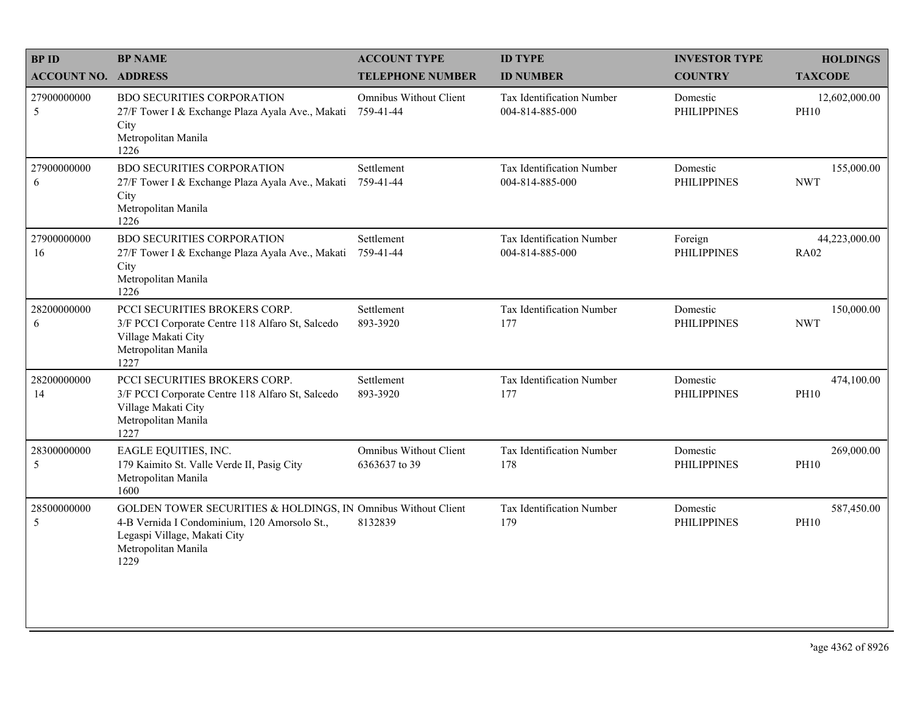| BP ID<br>ACCOUNT NO. | BP NAME<br>ADDRESS | ACCOUNT TYPE<br>TELEPHONE NUMBER | ID TYPE<br>ID NUMBER | INVESTOR TYPE<br>COUNTRY | HOLDINGS<br>TAXCODE |
|---|---|---|---|---|---|
| 27900000000<br>5 | BDO SECURITIES CORPORATION<br>27/F Tower I & Exchange Plaza Ayala Ave., Makati City<br>Metropolitan Manila<br>1226 | Omnibus Without Client<br>759-41-44 | Tax Identification Number<br>004-814-885-000 | Domestic<br>PHILIPPINES | 12,602,000.00<br>PH10 |
| 27900000000<br>6 | BDO SECURITIES CORPORATION<br>27/F Tower I & Exchange Plaza Ayala Ave., Makati City<br>Metropolitan Manila<br>1226 | Settlement<br>759-41-44 | Tax Identification Number<br>004-814-885-000 | Domestic<br>PHILIPPINES | 155,000.00<br>NWT |
| 27900000000<br>16 | BDO SECURITIES CORPORATION<br>27/F Tower I & Exchange Plaza Ayala Ave., Makati City<br>Metropolitan Manila<br>1226 | Settlement<br>759-41-44 | Tax Identification Number<br>004-814-885-000 | Foreign<br>PHILIPPINES | 44,223,000.00<br>RA02 |
| 28200000000<br>6 | PCCI SECURITIES BROKERS CORP.<br>3/F PCCI Corporate Centre 118 Alfaro St, Salcedo Village Makati City<br>Metropolitan Manila<br>1227 | Settlement<br>893-3920 | Tax Identification Number<br>177 | Domestic<br>PHILIPPINES | 150,000.00<br>NWT |
| 28200000000<br>14 | PCCI SECURITIES BROKERS CORP.<br>3/F PCCI Corporate Centre 118 Alfaro St, Salcedo Village Makati City<br>Metropolitan Manila<br>1227 | Settlement<br>893-3920 | Tax Identification Number<br>177 | Domestic<br>PHILIPPINES | 474,100.00<br>PH10 |
| 28300000000<br>5 | EAGLE EQUITIES, INC.<br>179 Kaimito St. Valle Verde II, Pasig City<br>Metropolitan Manila<br>1600 | Omnibus Without Client<br>6363637 to 39 | Tax Identification Number<br>178 | Domestic<br>PHILIPPINES | 269,000.00<br>PH10 |
| 28500000000<br>5 | GOLDEN TOWER SECURITIES & HOLDINGS, IN<br>4-B Vernida I Condominium, 120 Amorsolo St., Legaspi Village, Makati City<br>Metropolitan Manila<br>1229 | Omnibus Without Client<br>8132839 | Tax Identification Number<br>179 | Domestic<br>PHILIPPINES | 587,450.00<br>PH10 |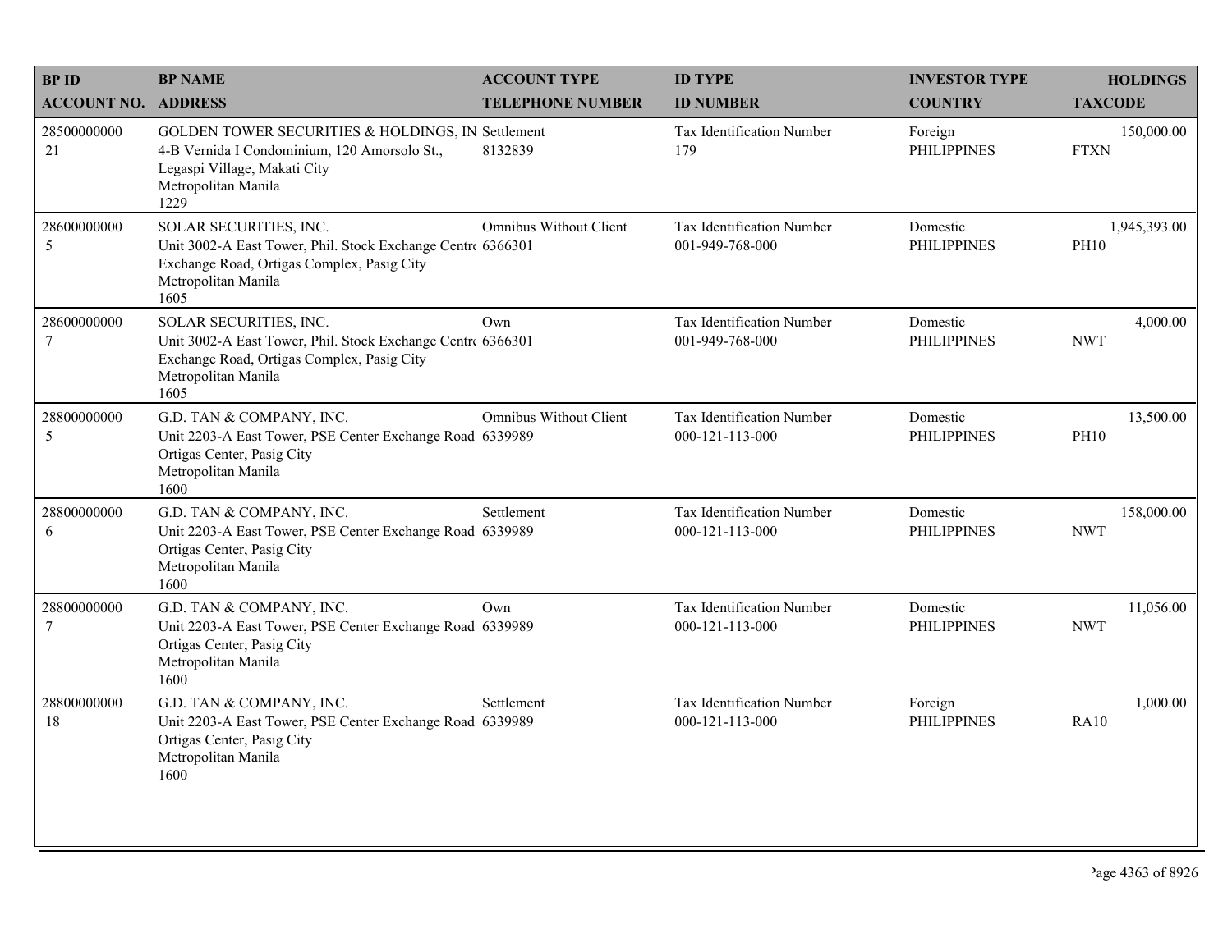| BP ID<br>ACCOUNT NO. | BP NAME<br>ADDRESS | ACCOUNT TYPE<br>TELEPHONE NUMBER | ID TYPE<br>ID NUMBER | INVESTOR TYPE<br>COUNTRY | HOLDINGS<br>TAXCODE |
|---|---|---|---|---|---|
| 28500000000<br>21 | GOLDEN TOWER SECURITIES & HOLDINGS, IN<br>4-B Vernida I Condominium, 120 Amorsolo St., Legaspi Village, Makati City<br>Metropolitan Manila<br>1229 | Settlement<br>8132839 | Tax Identification Number<br>179 | Foreign<br>PHILIPPINES | 150,000.00<br>FTXN |
| 28600000000<br>5 | SOLAR SECURITIES, INC.<br>Unit 3002-A East Tower, Phil. Stock Exchange Centre Exchange Road, Ortigas Complex, Pasig City<br>Metropolitan Manila<br>1605 | Omnibus Without Client<br>6366301 | Tax Identification Number<br>001-949-768-000 | Domestic<br>PHILIPPINES | 1,945,393.00<br>PH10 |
| 28600000000<br>7 | SOLAR SECURITIES, INC.<br>Unit 3002-A East Tower, Phil. Stock Exchange Centre Exchange Road, Ortigas Complex, Pasig City<br>Metropolitan Manila<br>1605 | Own<br>6366301 | Tax Identification Number<br>001-949-768-000 | Domestic<br>PHILIPPINES | 4,000.00<br>NWT |
| 28800000000<br>5 | G.D. TAN & COMPANY, INC.<br>Unit 2203-A East Tower, PSE Center Exchange Road, Ortigas Center, Pasig City<br>Metropolitan Manila<br>1600 | Omnibus Without Client<br>6339989 | Tax Identification Number<br>000-121-113-000 | Domestic<br>PHILIPPINES | 13,500.00<br>PH10 |
| 28800000000<br>6 | G.D. TAN & COMPANY, INC.<br>Unit 2203-A East Tower, PSE Center Exchange Road, Ortigas Center, Pasig City<br>Metropolitan Manila<br>1600 | Settlement<br>6339989 | Tax Identification Number<br>000-121-113-000 | Domestic<br>PHILIPPINES | 158,000.00<br>NWT |
| 28800000000<br>7 | G.D. TAN & COMPANY, INC.<br>Unit 2203-A East Tower, PSE Center Exchange Road, Ortigas Center, Pasig City<br>Metropolitan Manila<br>1600 | Own<br>6339989 | Tax Identification Number<br>000-121-113-000 | Domestic<br>PHILIPPINES | 11,056.00<br>NWT |
| 28800000000<br>18 | G.D. TAN & COMPANY, INC.<br>Unit 2203-A East Tower, PSE Center Exchange Road, Ortigas Center, Pasig City<br>Metropolitan Manila<br>1600 | Settlement<br>6339989 | Tax Identification Number<br>000-121-113-000 | Foreign<br>PHILIPPINES | 1,000.00<br>RA10 |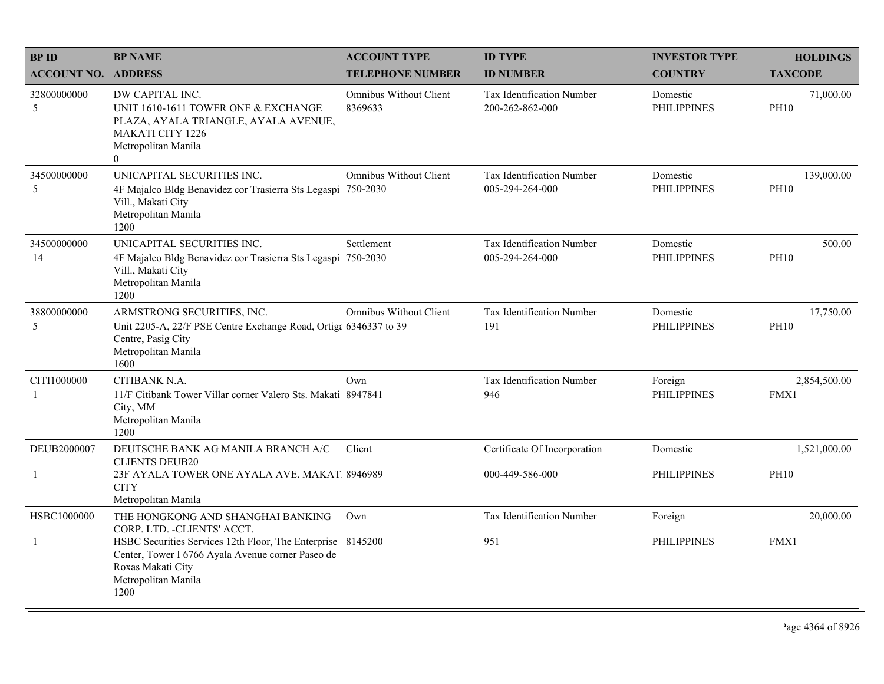| BP ID<br>ACCOUNT NO. | BP NAME<br>ADDRESS | ACCOUNT TYPE<br>TELEPHONE NUMBER | ID TYPE<br>ID NUMBER | INVESTOR TYPE<br>COUNTRY | HOLDINGS<br>TAXCODE |
|---|---|---|---|---|---|
| 32800000000<br>5 | DW CAPITAL INC.<br>UNIT 1610-1611 TOWER ONE & EXCHANGE PLAZA, AYALA TRIANGLE, AYALA AVENUE, MAKATI CITY 1226<br>Metropolitan Manila<br>0 | Omnibus Without Client<br>8369633 | Tax Identification Number<br>200-262-862-000 | Domestic<br>PHILIPPINES | 71,000.00<br>PH10 |
| 34500000000<br>5 | UNICAPITAL SECURITIES INC.<br>4F Majalco Bldg Benavidez cor Trasierra Sts Legaspi Vill., Makati City<br>Metropolitan Manila<br>1200 | Omnibus Without Client<br>750-2030 | Tax Identification Number<br>005-294-264-000 | Domestic<br>PHILIPPINES | 139,000.00<br>PH10 |
| 34500000000<br>14 | UNICAPITAL SECURITIES INC.<br>4F Majalco Bldg Benavidez cor Trasierra Sts Legaspi Vill., Makati City<br>Metropolitan Manila<br>1200 | Settlement<br>750-2030 | Tax Identification Number<br>005-294-264-000 | Domestic<br>PHILIPPINES | 500.00<br>PH10 |
| 38800000000<br>5 | ARMSTRONG SECURITIES, INC.<br>Unit 2205-A, 22/F PSE Centre Exchange Road, Ortiga Centre, Pasig City<br>Metropolitan Manila<br>1600 | Omnibus Without Client<br>6346337 to 39 | Tax Identification Number<br>191 | Domestic<br>PHILIPPINES | 17,750.00<br>PH10 |
| CITI1000000<br>1 | CITIBANK N.A.<br>11/F Citibank Tower Villar corner Valero Sts. Makati City, MM<br>Metropolitan Manila<br>1200 | Own<br>8947841 | Tax Identification Number<br>946 | Foreign<br>PHILIPPINES | 2,854,500.00<br>FMX1 |
| DEUB2000007<br>1 | DEUTSCHE BANK AG MANILA BRANCH A/C CLIENTS DEUB20<br>23F AYALA TOWER ONE AYALA AVE. MAKATI CITY<br>Metropolitan Manila | Client<br>8946989 | Certificate Of Incorporation<br>000-449-586-000 | Domestic<br>PHILIPPINES | 1,521,000.00<br>PH10 |
| HSBC1000000<br>1 | THE HONGKONG AND SHANGHAI BANKING CORP. LTD. -CLIENTS' ACCT.<br>HSBC Securities Services 12th Floor, The Enterprise Center, Tower I 6766 Ayala Avenue corner Paseo de Roxas Makati City<br>Metropolitan Manila<br>1200 | Own<br>8145200 | Tax Identification Number<br>951 | Foreign<br>PHILIPPINES | 20,000.00<br>FMX1 |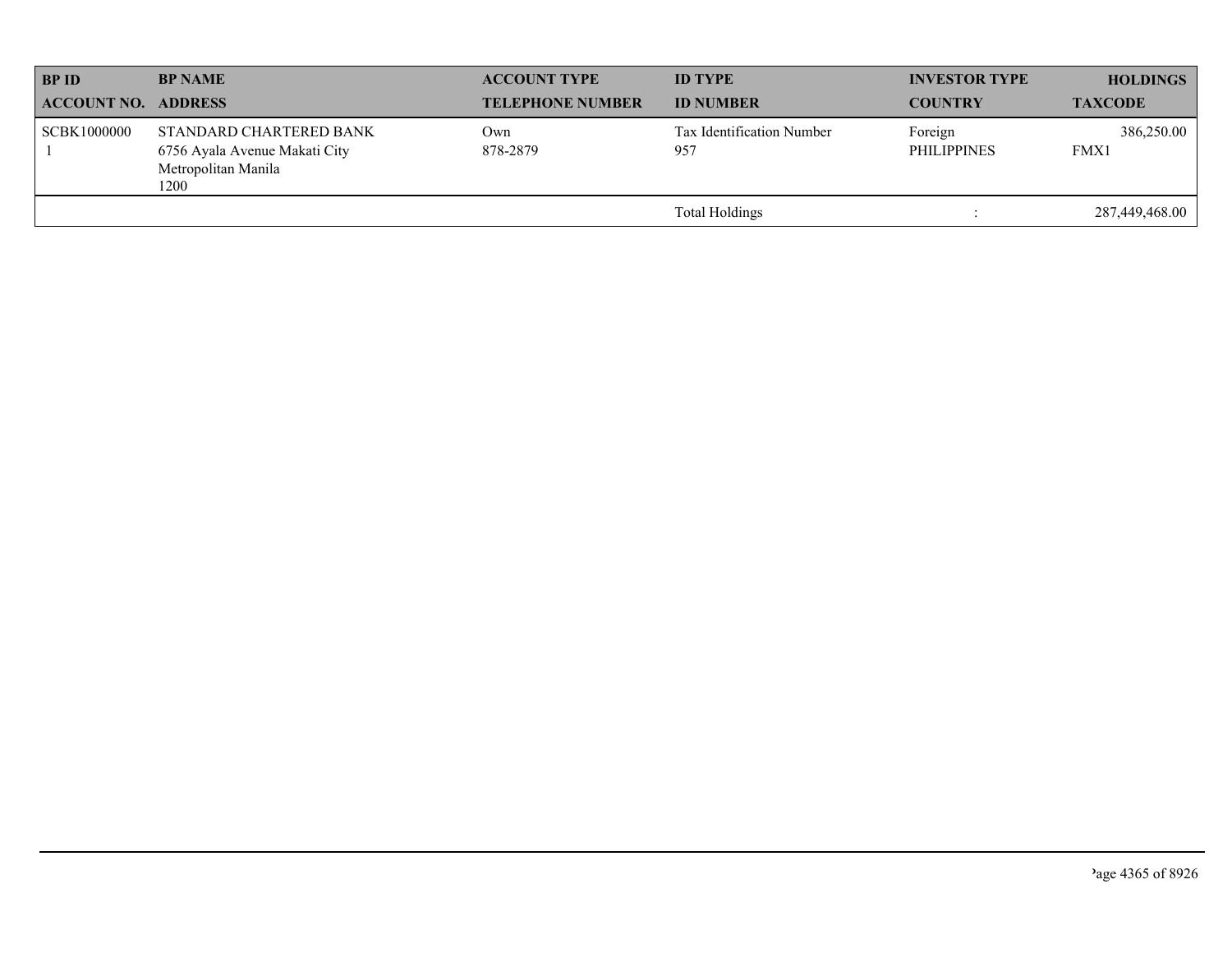| BP ID<br>ACCOUNT NO. | BP NAME<br>ADDRESS | ACCOUNT TYPE<br>TELEPHONE NUMBER | ID TYPE<br>ID NUMBER | INVESTOR TYPE<br>COUNTRY | HOLDINGS<br>TAXCODE |
|---|---|---|---|---|---|
| SCBK1000000<br>1 | STANDARD CHARTERED BANK<br>6756 Ayala Avenue Makati City<br>Metropolitan Manila<br>1200 | Own<br>878-2879 | Tax Identification Number<br>957 | Foreign<br>PHILIPPINES | 386,250.00<br>FMX1 |
| | | | Total Holdings | : | 287,449,468.00 |